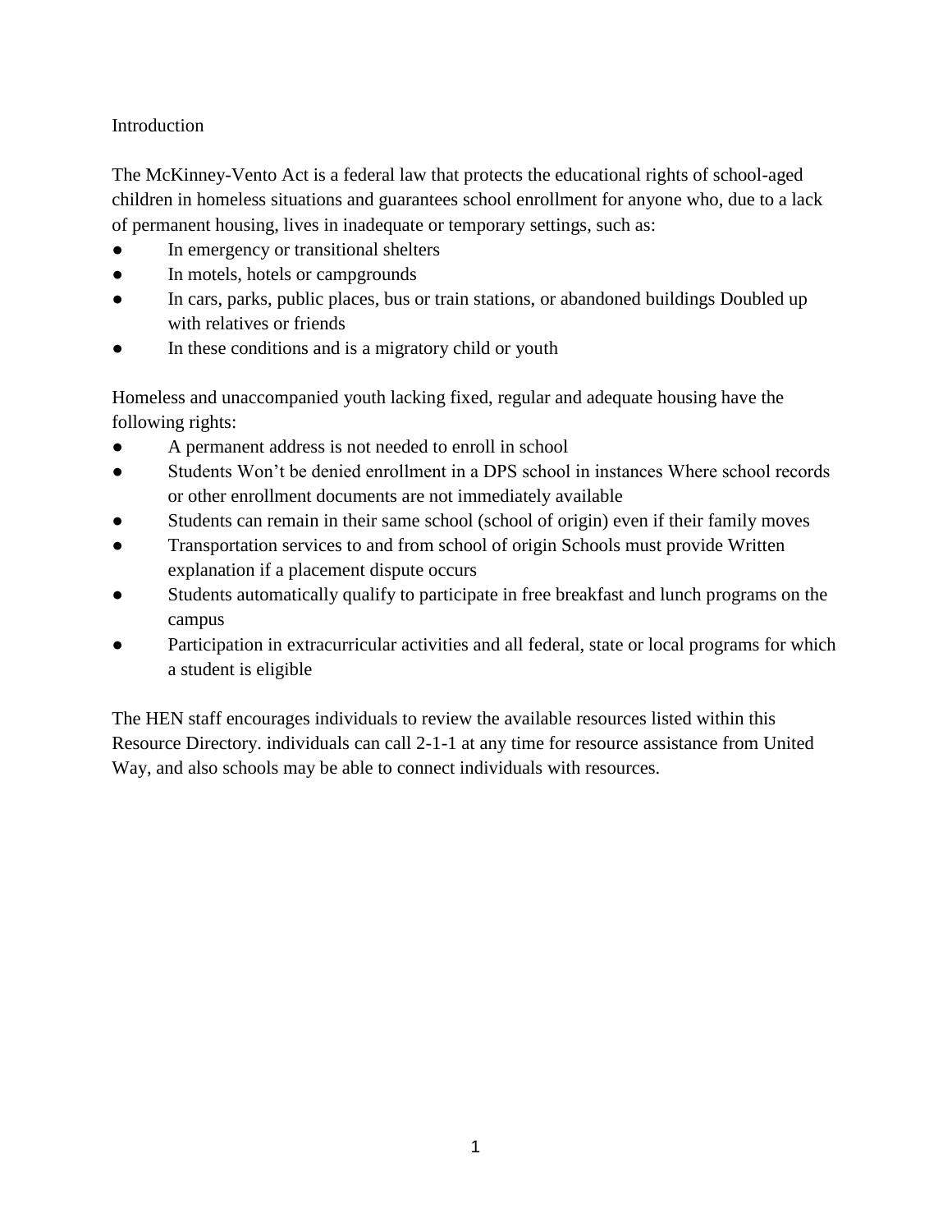## Introduction

The McKinney-Vento Act is a federal law that protects the educational rights of school-aged children in homeless situations and guarantees school enrollment for anyone who, due to a lack of permanent housing, lives in inadequate or temporary settings, such as:

- In emergency or transitional shelters
- In motels, hotels or campgrounds
- In cars, parks, public places, bus or train stations, or abandoned buildings Doubled up with relatives or friends
- In these conditions and is a migratory child or youth

Homeless and unaccompanied youth lacking fixed, regular and adequate housing have the following rights:

- A permanent address is not needed to enroll in school
- Students Won't be denied enrollment in a DPS school in instances Where school records or other enrollment documents are not immediately available
- Students can remain in their same school (school of origin) even if their family moves
- Transportation services to and from school of origin Schools must provide Written explanation if a placement dispute occurs
- Students automatically qualify to participate in free breakfast and lunch programs on the campus
- Participation in extracurricular activities and all federal, state or local programs for which a student is eligible

The HEN staff encourages individuals to review the available resources listed within this Resource Directory. individuals can call 2-1-1 at any time for resource assistance from United Way, and also schools may be able to connect individuals with resources.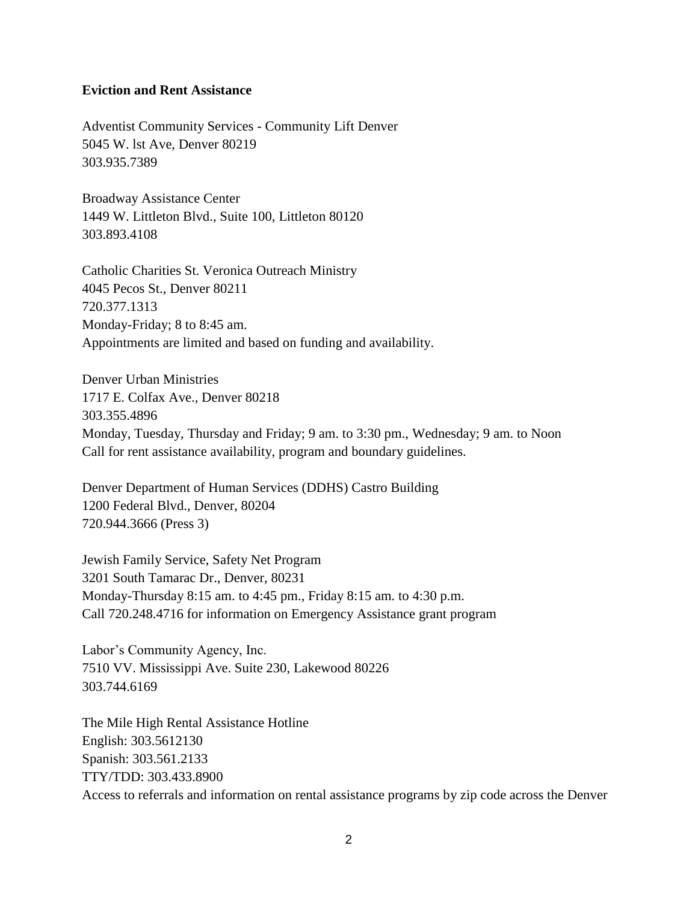**Eviction and Rent Assistance**

Adventist Community Services - Community Lift Denver
5045 W. lst Ave, Denver 80219
303.935.7389

Broadway Assistance Center
1449 W. Littleton Blvd., Suite 100, Littleton 80120
303.893.4108

Catholic Charities St. Veronica Outreach Ministry
4045 Pecos St., Denver 80211
720.377.1313
Monday-Friday; 8 to 8:45 am.
Appointments are limited and based on funding and availability.

Denver Urban Ministries
1717 E. Colfax Ave., Denver 80218
303.355.4896
Monday, Tuesday, Thursday and Friday; 9 am. to 3:30 pm., Wednesday; 9 am. to Noon
Call for rent assistance availability, program and boundary guidelines.

Denver Department of Human Services (DDHS) Castro Building
1200 Federal Blvd., Denver, 80204
720.944.3666 (Press 3)

Jewish Family Service, Safety Net Program
3201 South Tamarac Dr., Denver, 80231
Monday-Thursday 8:15 am. to 4:45 pm., Friday 8:15 am. to 4:30 p.m.
Call 720.248.4716 for information on Emergency Assistance grant program

Labor's Community Agency, Inc.
7510 VV. Mississippi Ave. Suite 230, Lakewood 80226
303.744.6169

The Mile High Rental Assistance Hotline
English: 303.5612130
Spanish: 303.561.2133
TTY/TDD: 303.433.8900
Access to referrals and information on rental assistance programs by zip code across the Denver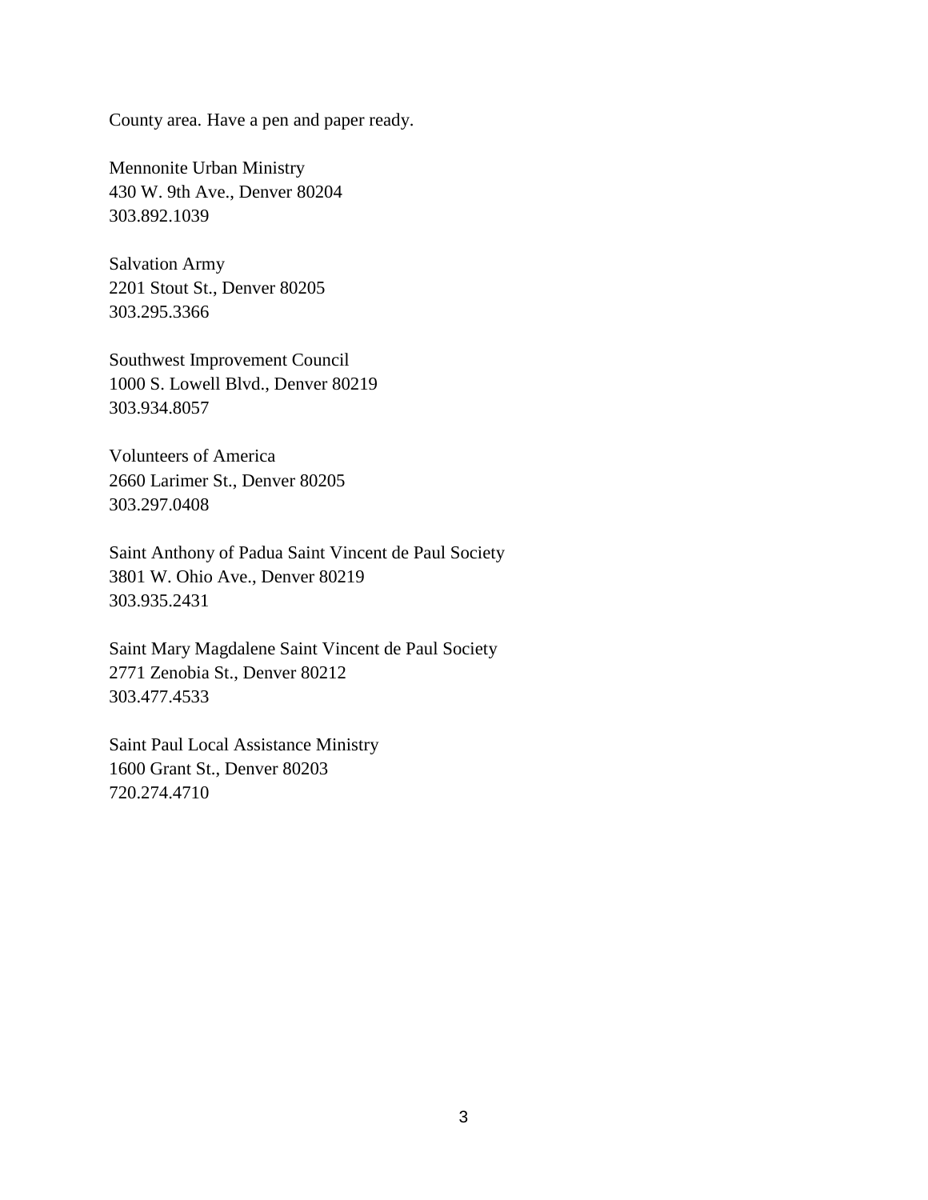County area. Have a pen and paper ready.

Mennonite Urban Ministry
430 W. 9th Ave., Denver 80204
303.892.1039

Salvation Army
2201 Stout St., Denver 80205
303.295.3366

Southwest Improvement Council
1000 S. Lowell Blvd., Denver 80219
303.934.8057

Volunteers of America
2660 Larimer St., Denver 80205
303.297.0408

Saint Anthony of Padua Saint Vincent de Paul Society
3801 W. Ohio Ave., Denver 80219
303.935.2431

Saint Mary Magdalene Saint Vincent de Paul Society
2771 Zenobia St., Denver 80212
303.477.4533

Saint Paul Local Assistance Ministry
1600 Grant St., Denver 80203
720.274.4710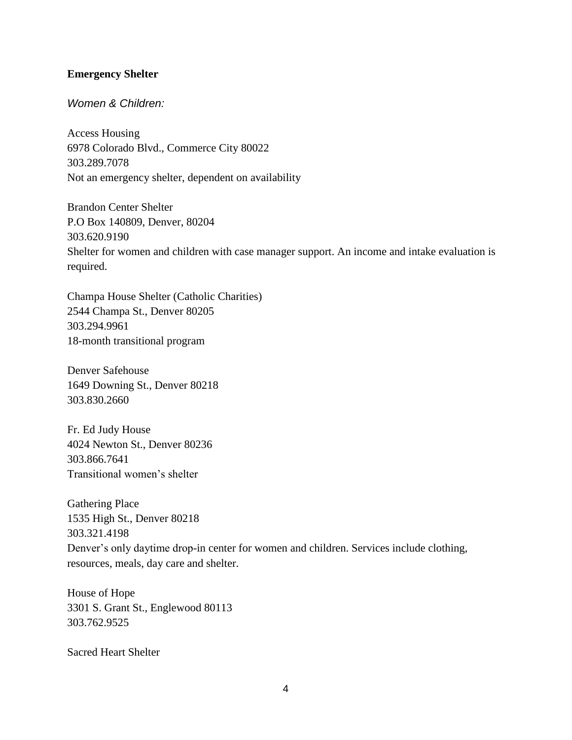**Emergency Shelter**

*Women & Children:*

Access Housing
6978 Colorado Blvd., Commerce City 80022
303.289.7078
Not an emergency shelter, dependent on availability

Brandon Center Shelter
P.O Box 140809, Denver, 80204
303.620.9190
Shelter for women and children with case manager support. An income and intake evaluation is required.

Champa House Shelter (Catholic Charities)
2544 Champa St., Denver 80205
303.294.9961
18-month transitional program

Denver Safehouse
1649 Downing St., Denver 80218
303.830.2660

Fr. Ed Judy House
4024 Newton St., Denver 80236
303.866.7641
Transitional women's shelter

Gathering Place
1535 High St., Denver 80218
303.321.4198
Denver's only daytime drop-in center for women and children. Services include clothing, resources, meals, day care and shelter.

House of Hope
3301 S. Grant St., Englewood 80113
303.762.9525

Sacred Heart Shelter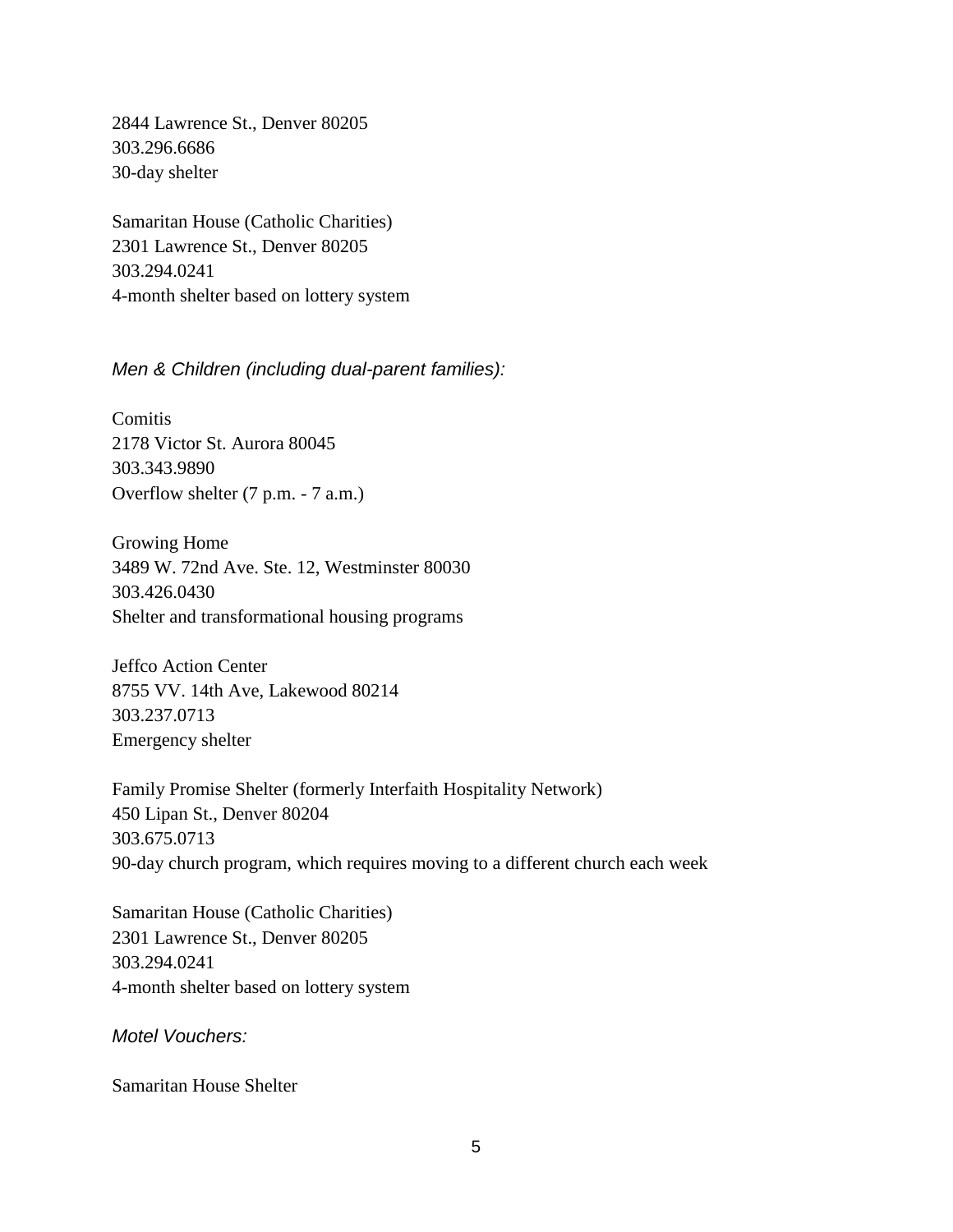2844 Lawrence St., Denver 80205  
303.296.6686  
30-day shelter

Samaritan House (Catholic Charities)  
2301 Lawrence St., Denver 80205  
303.294.0241  
4-month shelter based on lottery system

*Men & Children (including dual-parent families):*

Comitis  
2178 Victor St. Aurora 80045  
303.343.9890  
Overflow shelter (7 p.m. - 7 a.m.)

Growing Home  
3489 W. 72nd Ave. Ste. 12, Westminster 80030  
303.426.0430  
Shelter and transformational housing programs

Jeffco Action Center  
8755 VV. 14th Ave, Lakewood 80214  
303.237.0713  
Emergency shelter

Family Promise Shelter (formerly Interfaith Hospitality Network)  
450 Lipan St., Denver 80204  
303.675.0713  
90-day church program, which requires moving to a different church each week

Samaritan House (Catholic Charities)  
2301 Lawrence St., Denver 80205  
303.294.0241  
4-month shelter based on lottery system

*Motel Vouchers:*

Samaritan House Shelter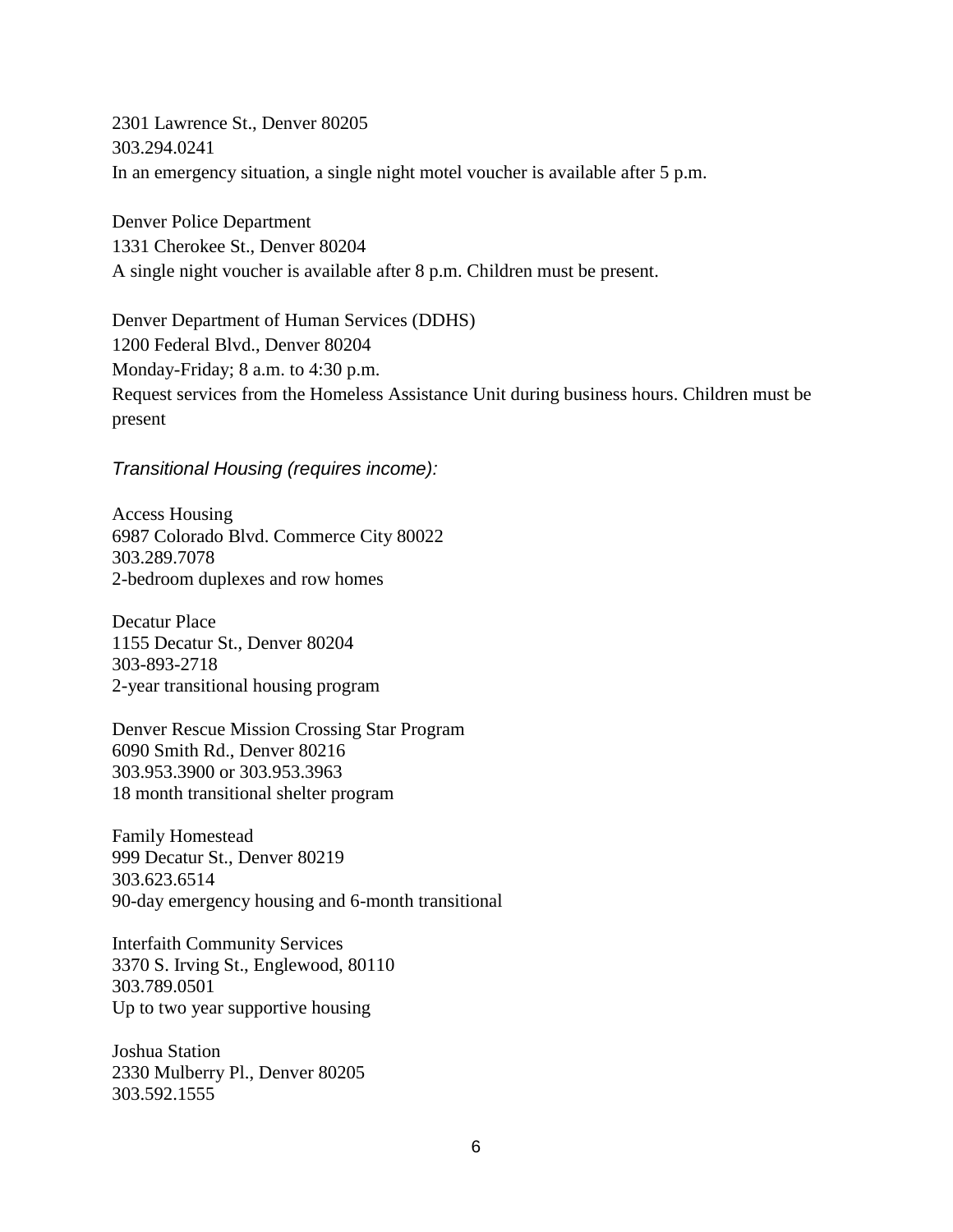2301 Lawrence St., Denver 80205
303.294.0241
In an emergency situation, a single night motel voucher is available after 5 p.m.

Denver Police Department
1331 Cherokee St., Denver 80204
A single night voucher is available after 8 p.m. Children must be present.

Denver Department of Human Services (DDHS)
1200 Federal Blvd., Denver 80204
Monday-Friday; 8 a.m. to 4:30 p.m.
Request services from the Homeless Assistance Unit during business hours. Children must be present

*Transitional Housing (requires income):*

Access Housing
6987 Colorado Blvd. Commerce City 80022
303.289.7078
2-bedroom duplexes and row homes

Decatur Place
1155 Decatur St., Denver 80204
303-893-2718
2-year transitional housing program

Denver Rescue Mission Crossing Star Program
6090 Smith Rd., Denver 80216
303.953.3900 or 303.953.3963
18 month transitional shelter program

Family Homestead
999 Decatur St., Denver 80219
303.623.6514
90-day emergency housing and 6-month transitional

Interfaith Community Services
3370 S. Irving St., Englewood, 80110
303.789.0501
Up to two year supportive housing

Joshua Station
2330 Mulberry Pl., Denver 80205
303.592.1555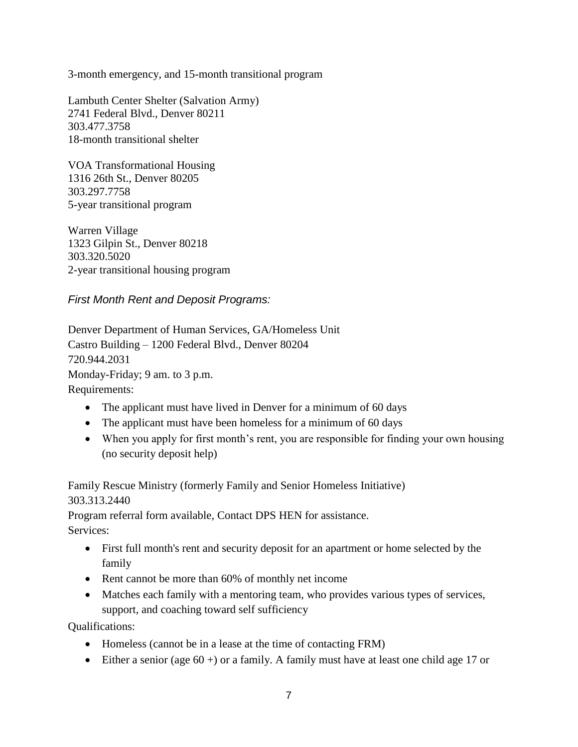3-month emergency, and 15-month transitional program

Lambuth Center Shelter (Salvation Army)
2741 Federal Blvd., Denver 80211
303.477.3758
18-month transitional shelter

VOA Transformational Housing
1316 26th St., Denver 80205
303.297.7758
5-year transitional program

Warren Village
1323 Gilpin St., Denver 80218
303.320.5020
2-year transitional housing program

*First Month Rent and Deposit Programs:*

Denver Department of Human Services, GA/Homeless Unit
Castro Building – 1200 Federal Blvd., Denver 80204
720.944.2031
Monday-Friday; 9 am. to 3 p.m.
Requirements:

- The applicant must have lived in Denver for a minimum of 60 days
- The applicant must have been homeless for a minimum of 60 days
- When you apply for first month's rent, you are responsible for finding your own housing (no security deposit help)

Family Rescue Ministry (formerly Family and Senior Homeless Initiative)
303.313.2440
Program referral form available, Contact DPS HEN for assistance.
Services:

- First full month's rent and security deposit for an apartment or home selected by the family
- Rent cannot be more than 60% of monthly net income
- Matches each family with a mentoring team, who provides various types of services, support, and coaching toward self sufficiency

Qualifications:

- Homeless (cannot be in a lease at the time of contacting FRM)
- Either a senior (age 60 +) or a family. A family must have at least one child age 17 or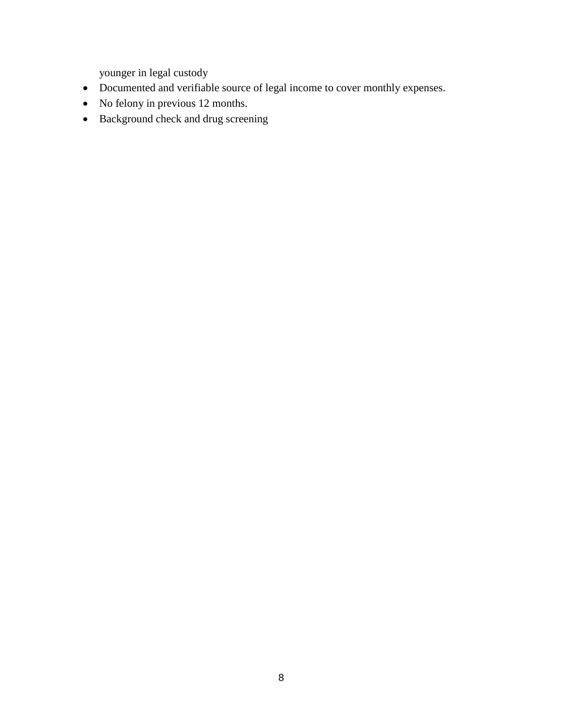younger in legal custody

- Documented and verifiable source of legal income to cover monthly expenses.
- No felony in previous 12 months.
- Background check and drug screening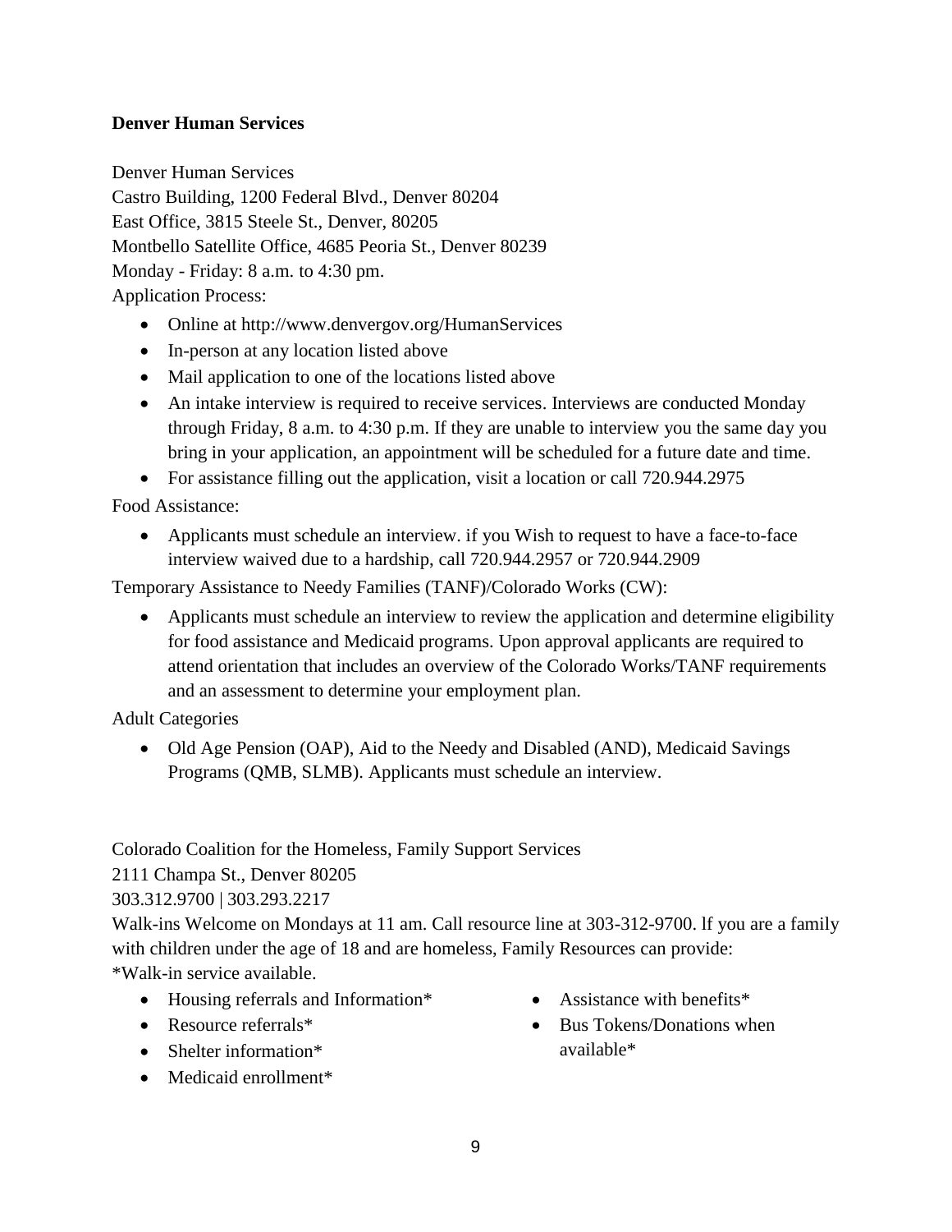**Denver Human Services**

Denver Human Services
Castro Building, 1200 Federal Blvd., Denver 80204
East Office, 3815 Steele St., Denver, 80205
Montbello Satellite Office, 4685 Peoria St., Denver 80239
Monday - Friday: 8 a.m. to 4:30 pm.
Application Process:

- Online at http://www.denvergov.org/HumanServices
- In-person at any location listed above
- Mail application to one of the locations listed above
- An intake interview is required to receive services. Interviews are conducted Monday through Friday, 8 a.m. to 4:30 p.m. If they are unable to interview you the same day you bring in your application, an appointment will be scheduled for a future date and time.
- For assistance filling out the application, visit a location or call 720.944.2975

Food Assistance:

- Applicants must schedule an interview. if you Wish to request to have a face-to-face interview waived due to a hardship, call 720.944.2957 or 720.944.2909

Temporary Assistance to Needy Families (TANF)/Colorado Works (CW):

- Applicants must schedule an interview to review the application and determine eligibility for food assistance and Medicaid programs. Upon approval applicants are required to attend orientation that includes an overview of the Colorado Works/TANF requirements and an assessment to determine your employment plan.

Adult Categories

- Old Age Pension (OAP), Aid to the Needy and Disabled (AND), Medicaid Savings Programs (QMB, SLMB). Applicants must schedule an interview.

Colorado Coalition for the Homeless, Family Support Services
2111 Champa St., Denver 80205
303.312.9700 | 303.293.2217
Walk-ins Welcome on Mondays at 11 am. Call resource line at 303-312-9700. lf you are a family with children under the age of 18 and are homeless, Family Resources can provide:
*Walk-in service available.

- Housing referrals and Information*
- Resource referrals*
- Shelter information*
- Medicaid enrollment*
- Assistance with benefits*
- Bus Tokens/Donations when available*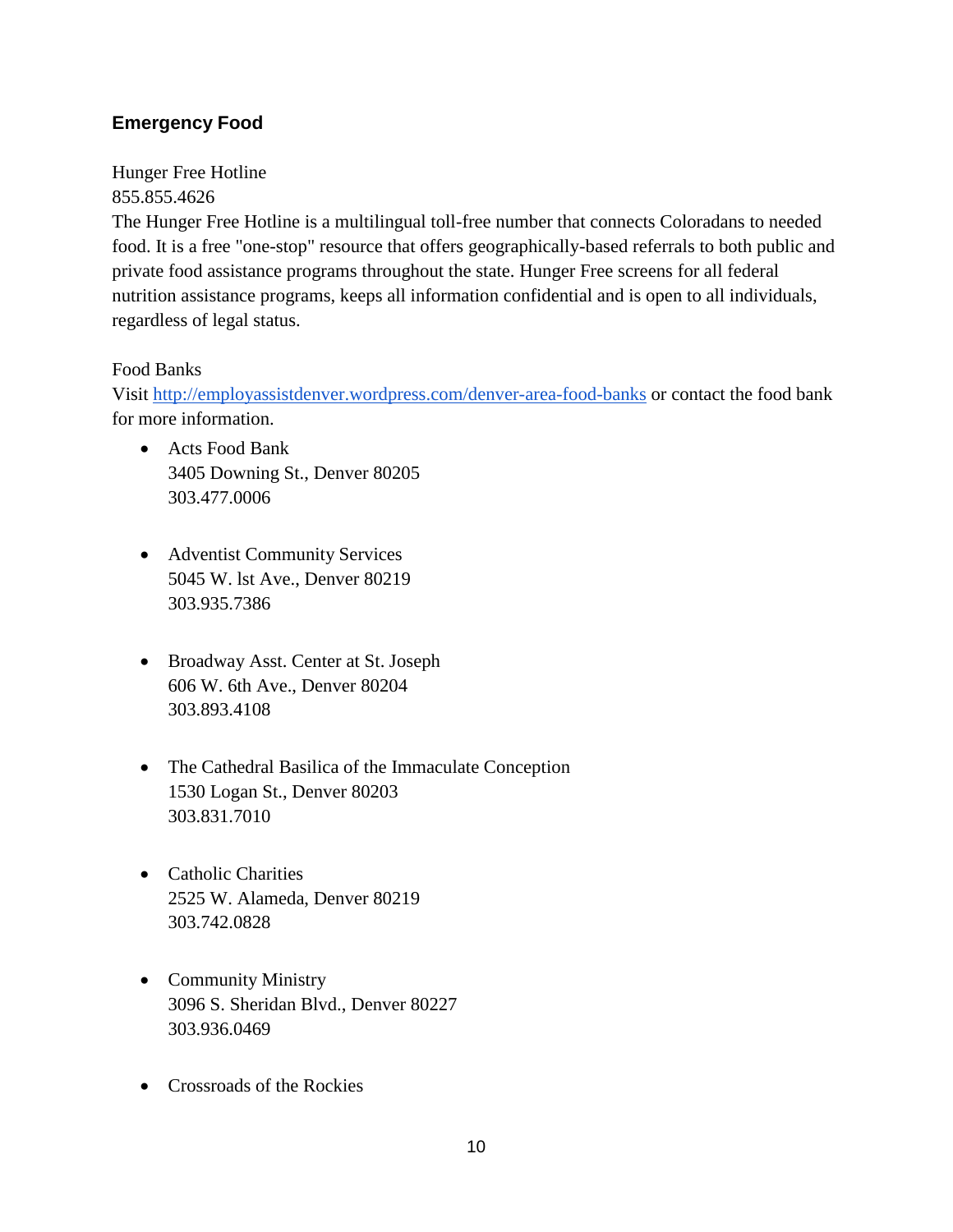## Emergency Food

Hunger Free Hotline
855.855.4626
The Hunger Free Hotline is a multilingual toll-free number that connects Coloradans to needed food. It is a free "one-stop" resource that offers geographically-based referrals to both public and private food assistance programs throughout the state. Hunger Free screens for all federal nutrition assistance programs, keeps all information confidential and is open to all individuals, regardless of legal status.

Food Banks
Visit http://employassistdenver.wordpress.com/denver-area-food-banks or contact the food bank for more information.

- Acts Food Bank
  3405 Downing St., Denver 80205
  303.477.0006

- Adventist Community Services
  5045 W. lst Ave., Denver 80219
  303.935.7386

- Broadway Asst. Center at St. Joseph
  606 W. 6th Ave., Denver 80204
  303.893.4108

- The Cathedral Basilica of the Immaculate Conception
  1530 Logan St., Denver 80203
  303.831.7010

- Catholic Charities
  2525 W. Alameda, Denver 80219
  303.742.0828

- Community Ministry
  3096 S. Sheridan Blvd., Denver 80227
  303.936.0469

- Crossroads of the Rockies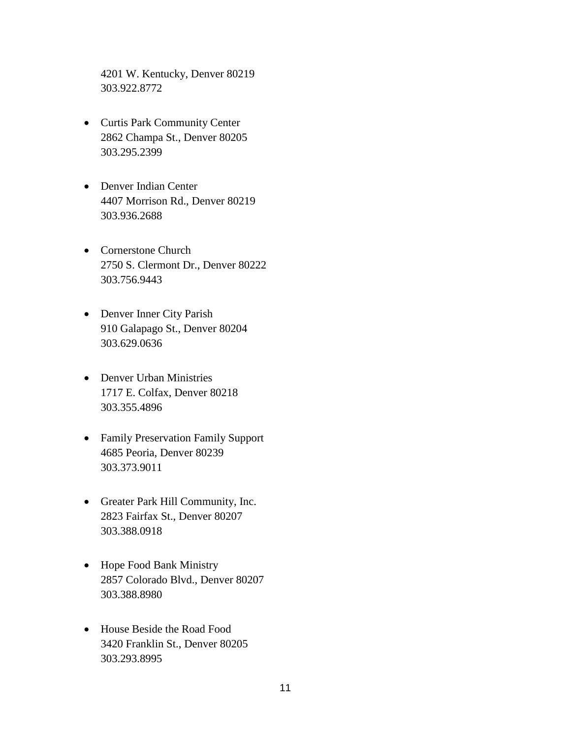4201 W. Kentucky, Denver 80219
303.922.8772

- Curtis Park Community Center
  2862 Champa St., Denver 80205
  303.295.2399

- Denver Indian Center
  4407 Morrison Rd., Denver 80219
  303.936.2688

- Cornerstone Church
  2750 S. Clermont Dr., Denver 80222
  303.756.9443

- Denver Inner City Parish
  910 Galapago St., Denver 80204
  303.629.0636

- Denver Urban Ministries
  1717 E. Colfax, Denver 80218
  303.355.4896

- Family Preservation Family Support
  4685 Peoria, Denver 80239
  303.373.9011

- Greater Park Hill Community, Inc.
  2823 Fairfax St., Denver 80207
  303.388.0918

- Hope Food Bank Ministry
  2857 Colorado Blvd., Denver 80207
  303.388.8980

- House Beside the Road Food
  3420 Franklin St., Denver 80205
  303.293.8995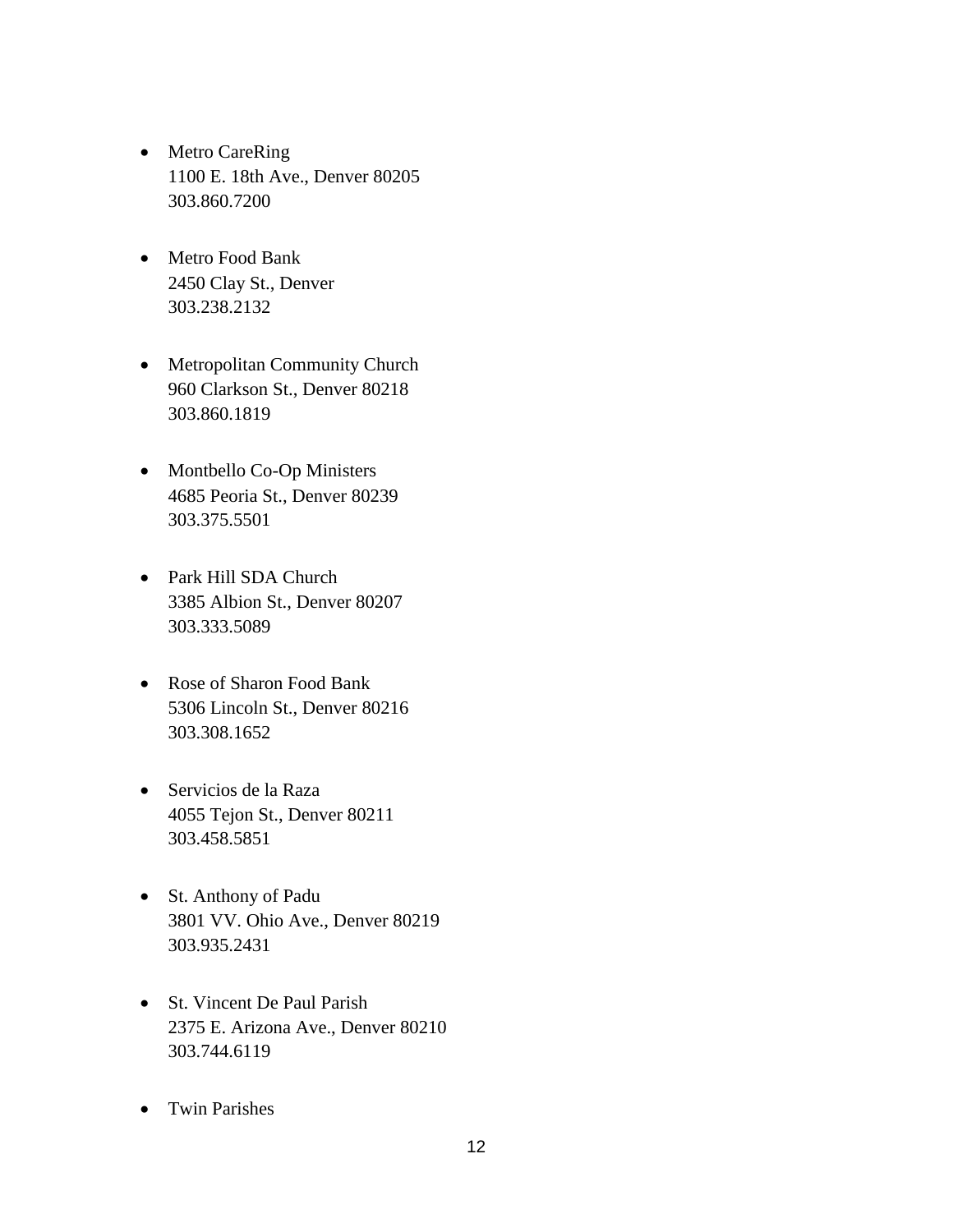- Metro CareRing
  1100 E. 18th Ave., Denver 80205
  303.860.7200

- Metro Food Bank
  2450 Clay St., Denver
  303.238.2132

- Metropolitan Community Church
  960 Clarkson St., Denver 80218
  303.860.1819

- Montbello Co-Op Ministers
  4685 Peoria St., Denver 80239
  303.375.5501

- Park Hill SDA Church
  3385 Albion St., Denver 80207
  303.333.5089

- Rose of Sharon Food Bank
  5306 Lincoln St., Denver 80216
  303.308.1652

- Servicios de la Raza
  4055 Tejon St., Denver 80211
  303.458.5851

- St. Anthony of Padu
  3801 VV. Ohio Ave., Denver 80219
  303.935.2431

- St. Vincent De Paul Parish
  2375 E. Arizona Ave., Denver 80210
  303.744.6119

- Twin Parishes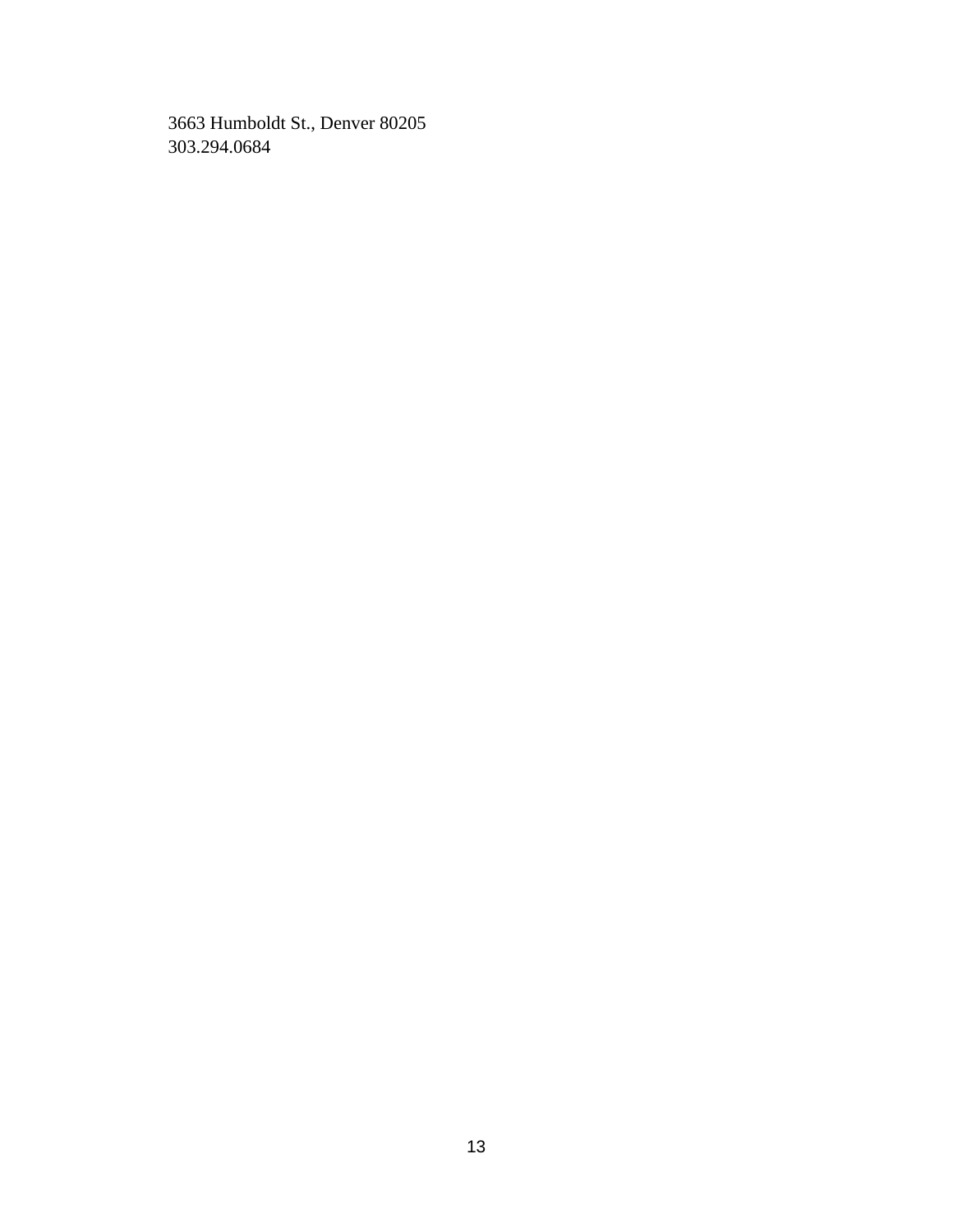3663 Humboldt St., Denver 80205
303.294.0684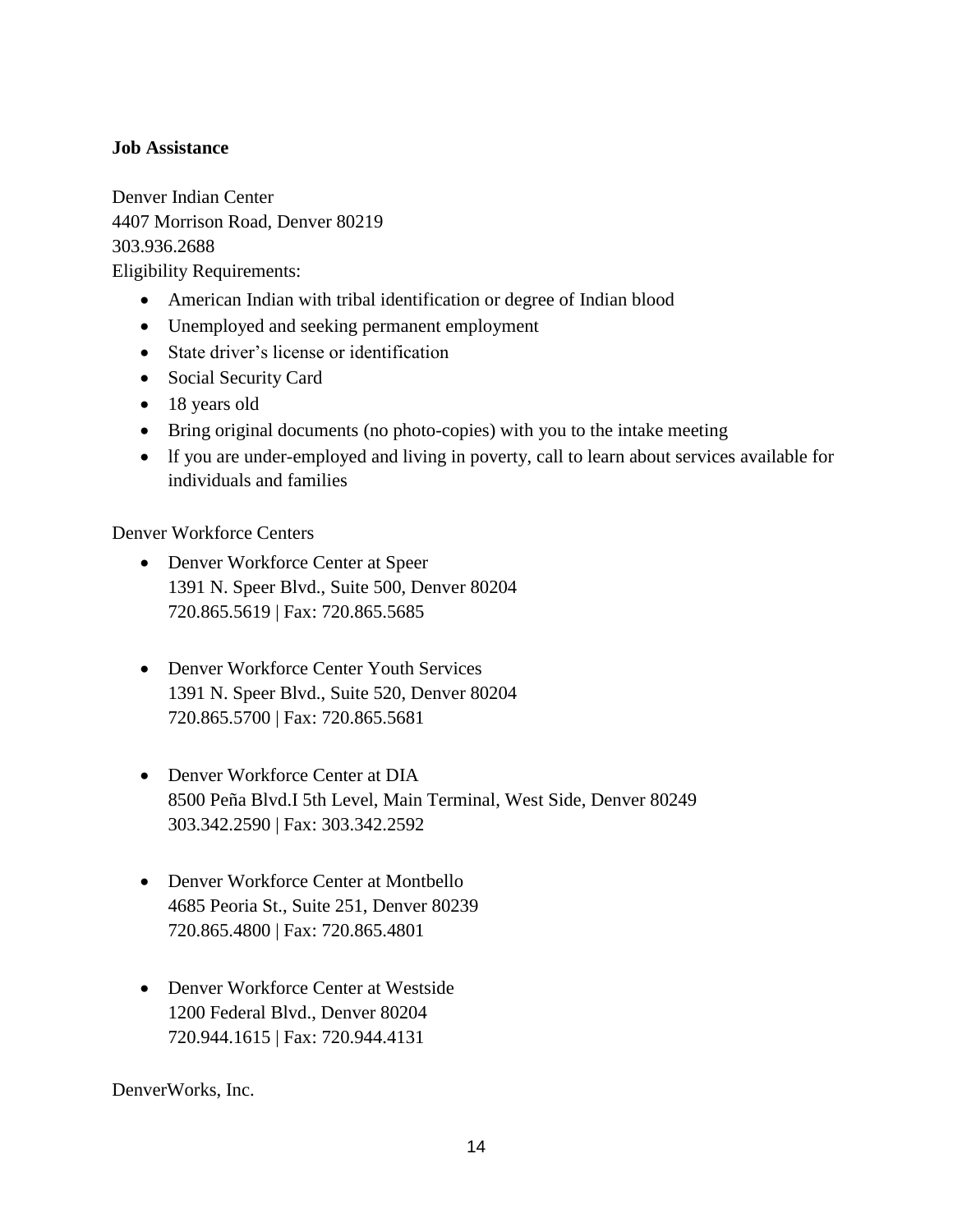**Job Assistance**

Denver Indian Center
4407 Morrison Road, Denver 80219
303.936.2688
Eligibility Requirements:

- American Indian with tribal identification or degree of Indian blood
- Unemployed and seeking permanent employment
- State driver's license or identification
- Social Security Card
- 18 years old
- Bring original documents (no photo-copies) with you to the intake meeting
- lf you are under-employed and living in poverty, call to learn about services available for individuals and families

Denver Workforce Centers

- Denver Workforce Center at Speer
  1391 N. Speer Blvd., Suite 500, Denver 80204
  720.865.5619 | Fax: 720.865.5685

- Denver Workforce Center Youth Services
  1391 N. Speer Blvd., Suite 520, Denver 80204
  720.865.5700 | Fax: 720.865.5681

- Denver Workforce Center at DIA
  8500 Peña Blvd.I 5th Level, Main Terminal, West Side, Denver 80249
  303.342.2590 | Fax: 303.342.2592

- Denver Workforce Center at Montbello
  4685 Peoria St., Suite 251, Denver 80239
  720.865.4800 | Fax: 720.865.4801

- Denver Workforce Center at Westside
  1200 Federal Blvd., Denver 80204
  720.944.1615 | Fax: 720.944.4131

DenverWorks, Inc.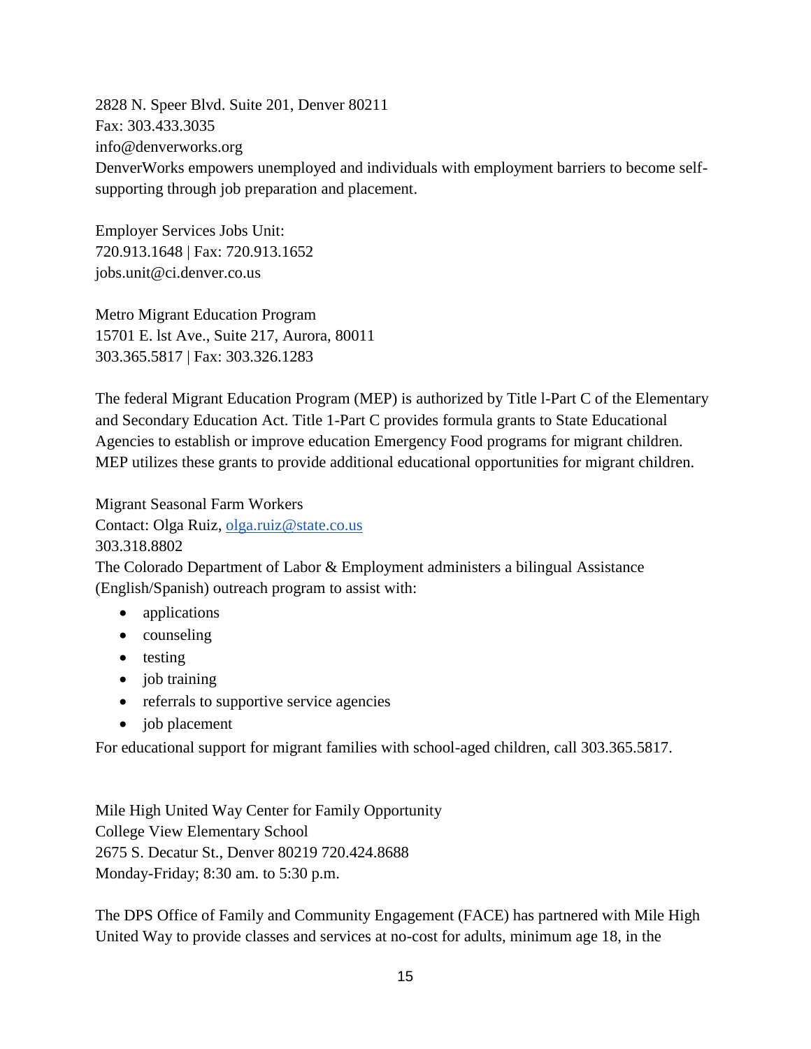2828 N. Speer Blvd. Suite 201, Denver 80211
Fax: 303.433.3035
info@denverworks.org
DenverWorks empowers unemployed and individuals with employment barriers to become self-supporting through job preparation and placement.

Employer Services Jobs Unit:
720.913.1648 | Fax: 720.913.1652
jobs.unit@ci.denver.co.us

Metro Migrant Education Program
15701 E. lst Ave., Suite 217, Aurora, 80011
303.365.5817 | Fax: 303.326.1283

The federal Migrant Education Program (MEP) is authorized by Title l-Part C of the Elementary and Secondary Education Act. Title 1-Part C provides formula grants to State Educational Agencies to establish or improve education Emergency Food programs for migrant children. MEP utilizes these grants to provide additional educational opportunities for migrant children.

Migrant Seasonal Farm Workers
Contact: Olga Ruiz, olga.ruiz@state.co.us
303.318.8802
The Colorado Department of Labor & Employment administers a bilingual Assistance (English/Spanish) outreach program to assist with:

- applications
- counseling
- testing
- job training
- referrals to supportive service agencies
- job placement

For educational support for migrant families with school-aged children, call 303.365.5817.

Mile High United Way Center for Family Opportunity
College View Elementary School
2675 S. Decatur St., Denver 80219 720.424.8688
Monday-Friday; 8:30 am. to 5:30 p.m.

The DPS Office of Family and Community Engagement (FACE) has partnered with Mile High United Way to provide classes and services at no-cost for adults, minimum age 18, in the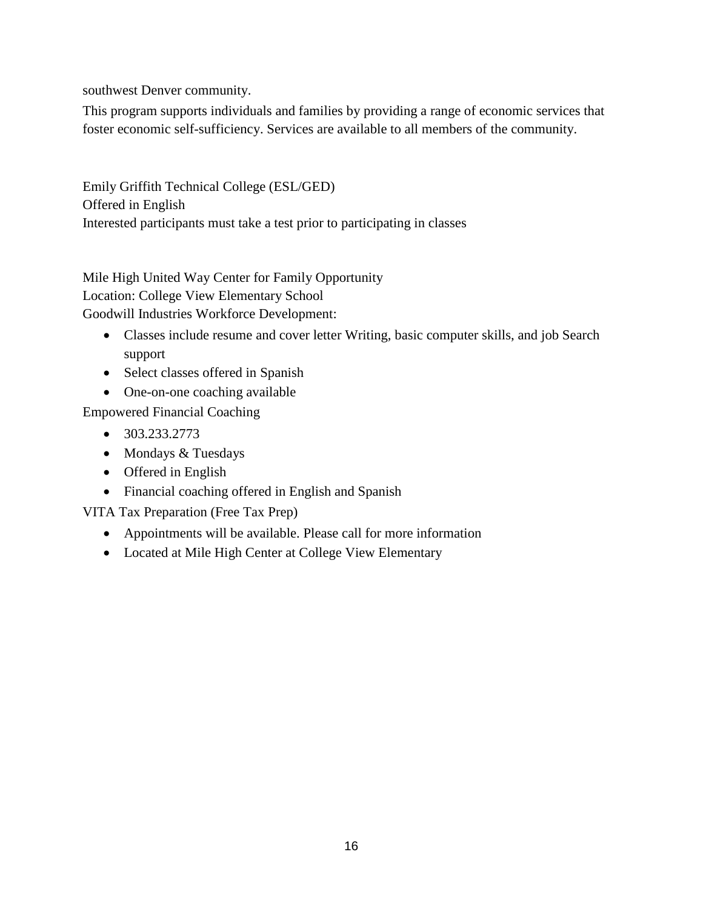southwest Denver community.

This program supports individuals and families by providing a range of economic services that foster economic self-sufficiency. Services are available to all members of the community.

Emily Griffith Technical College (ESL/GED)
Offered in English
Interested participants must take a test prior to participating in classes

Mile High United Way Center for Family Opportunity
Location: College View Elementary School
Goodwill Industries Workforce Development:

- Classes include resume and cover letter Writing, basic computer skills, and job Search support
- Select classes offered in Spanish
- One-on-one coaching available

Empowered Financial Coaching

- 303.233.2773
- Mondays & Tuesdays
- Offered in English
- Financial coaching offered in English and Spanish

VITA Tax Preparation (Free Tax Prep)

- Appointments will be available. Please call for more information
- Located at Mile High Center at College View Elementary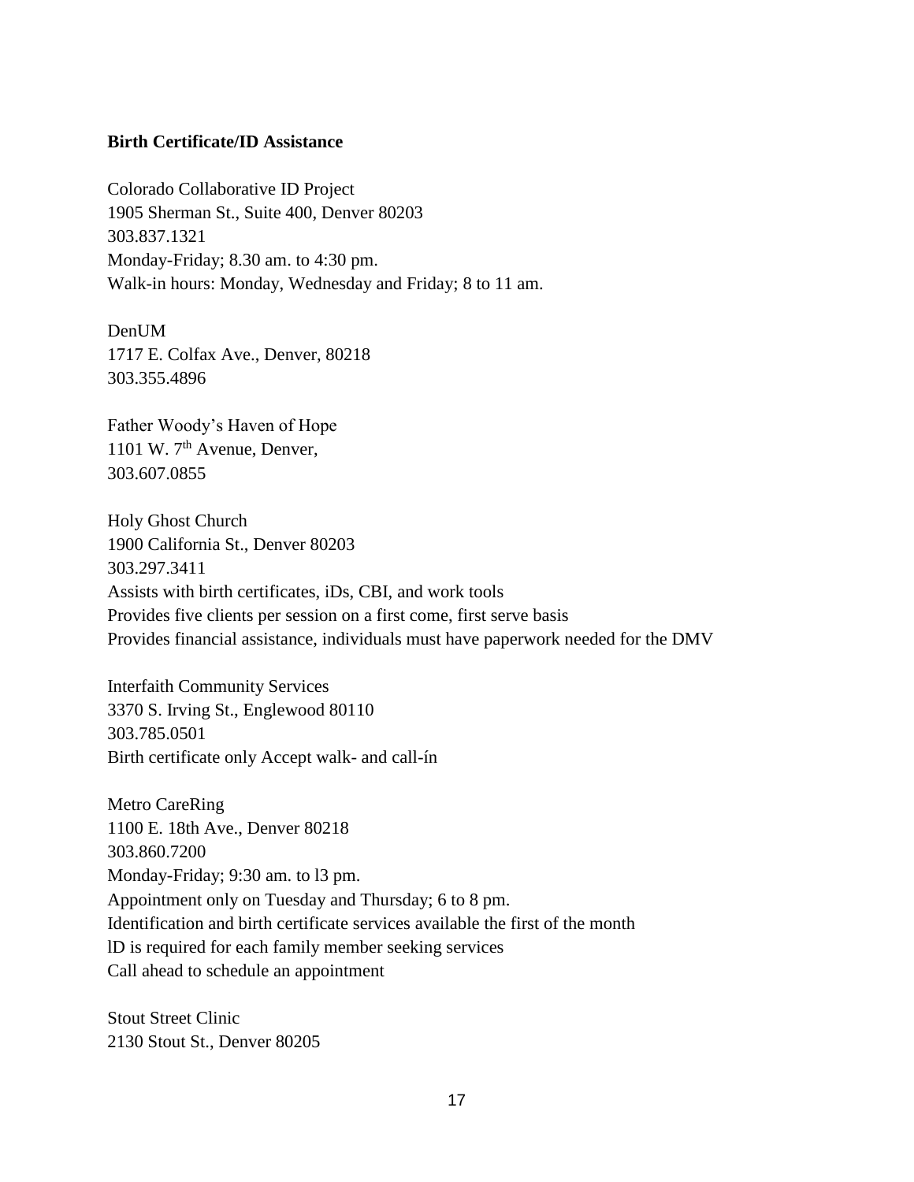**Birth Certificate/ID Assistance**

Colorado Collaborative ID Project
1905 Sherman St., Suite 400, Denver 80203
303.837.1321
Monday-Friday; 8.30 am. to 4:30 pm.
Walk-in hours: Monday, Wednesday and Friday; 8 to 11 am.

DenUM
1717 E. Colfax Ave., Denver, 80218
303.355.4896

Father Woody's Haven of Hope
1101 W. 7th Avenue, Denver,
303.607.0855

Holy Ghost Church
1900 California St., Denver 80203
303.297.3411
Assists with birth certificates, iDs, CBI, and work tools
Provides five clients per session on a first come, first serve basis
Provides financial assistance, individuals must have paperwork needed for the DMV

Interfaith Community Services
3370 S. Irving St., Englewood 80110
303.785.0501
Birth certificate only Accept walk- and call-ín

Metro CareRing
1100 E. 18th Ave., Denver 80218
303.860.7200
Monday-Friday; 9:30 am. to l3 pm.
Appointment only on Tuesday and Thursday; 6 to 8 pm.
Identification and birth certificate services available the first of the month
lD is required for each family member seeking services
Call ahead to schedule an appointment

Stout Street Clinic
2130 Stout St., Denver 80205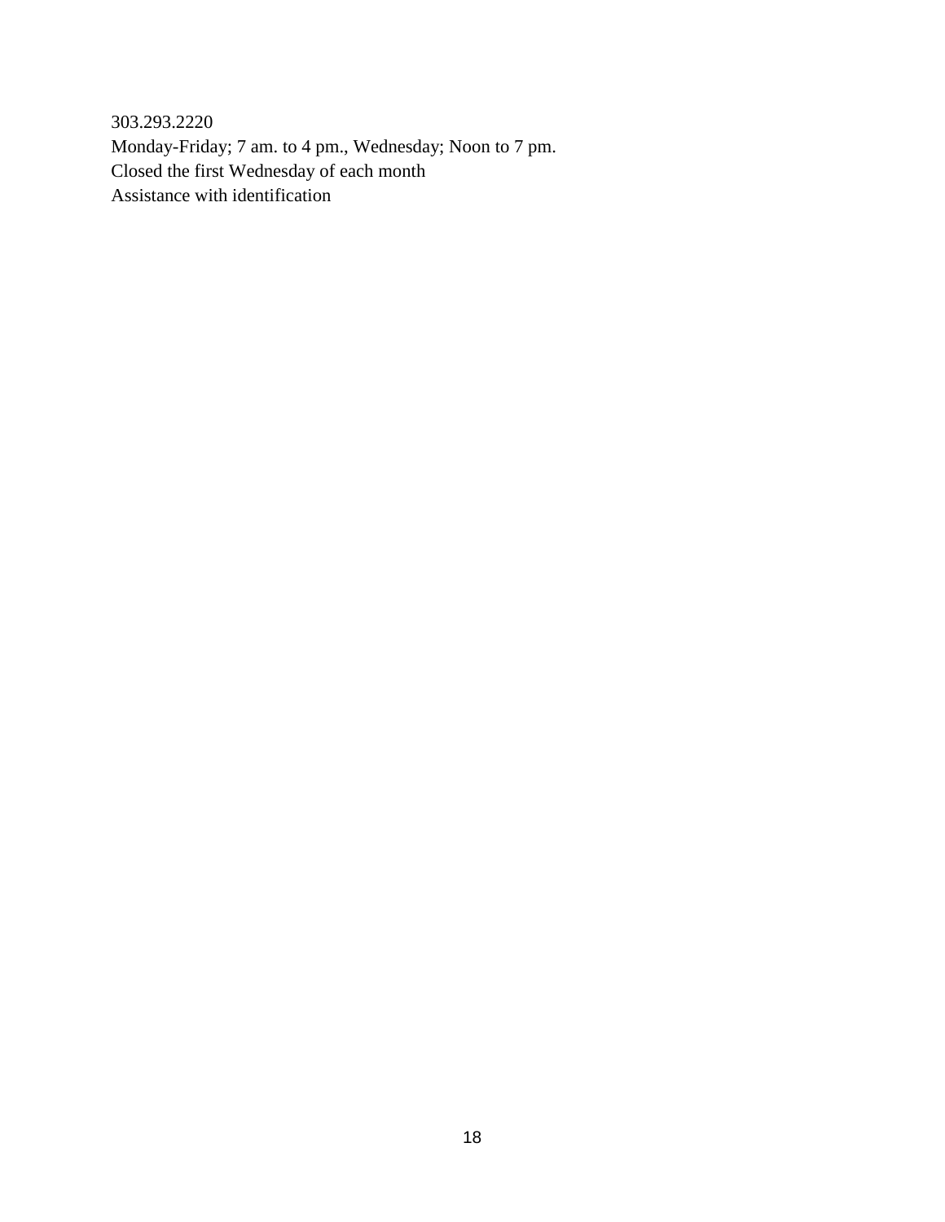303.293.2220
Monday-Friday; 7 am. to 4 pm., Wednesday; Noon to 7 pm.
Closed the first Wednesday of each month
Assistance with identification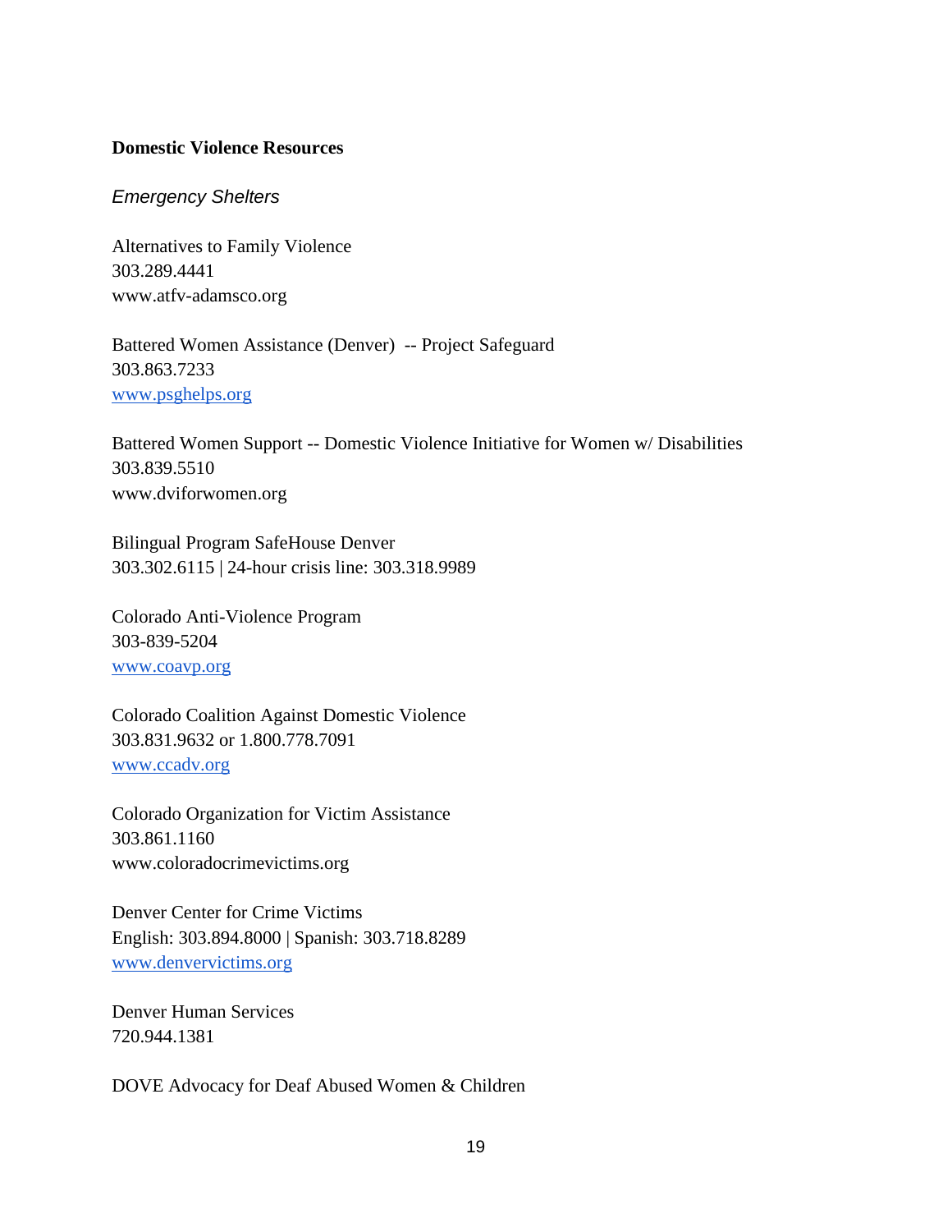**Domestic Violence Resources**

*Emergency Shelters*

Alternatives to Family Violence
303.289.4441
www.atfv-adamsco.org

Battered Women Assistance (Denver) -- Project Safeguard
303.863.7233
www.psghelps.org

Battered Women Support -- Domestic Violence Initiative for Women w/ Disabilities
303.839.5510
www.dviforwomen.org

Bilingual Program SafeHouse Denver
303.302.6115 | 24-hour crisis line: 303.318.9989

Colorado Anti-Violence Program
303-839-5204
www.coavp.org

Colorado Coalition Against Domestic Violence
303.831.9632 or 1.800.778.7091
www.ccadv.org

Colorado Organization for Victim Assistance
303.861.1160
www.coloradocrimevictims.org

Denver Center for Crime Victims
English: 303.894.8000 | Spanish: 303.718.8289
www.denvervictims.org

Denver Human Services
720.944.1381

DOVE Advocacy for Deaf Abused Women & Children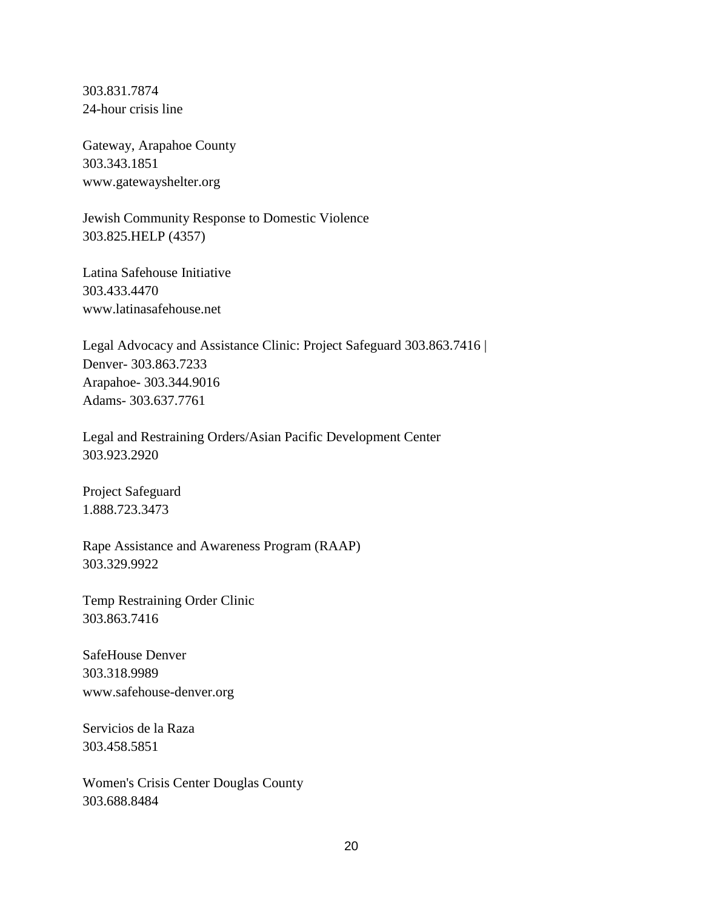303.831.7874
24-hour crisis line

Gateway, Arapahoe County
303.343.1851
www.gatewayshelter.org

Jewish Community Response to Domestic Violence
303.825.HELP (4357)

Latina Safehouse Initiative
303.433.4470
www.latinasafehouse.net

Legal Advocacy and Assistance Clinic: Project Safeguard 303.863.7416 |
Denver- 303.863.7233
Arapahoe- 303.344.9016
Adams- 303.637.7761

Legal and Restraining Orders/Asian Pacific Development Center
303.923.2920

Project Safeguard
1.888.723.3473

Rape Assistance and Awareness Program (RAAP)
303.329.9922

Temp Restraining Order Clinic
303.863.7416

SafeHouse Denver
303.318.9989
www.safehouse-denver.org

Servicios de la Raza
303.458.5851

Women's Crisis Center Douglas County
303.688.8484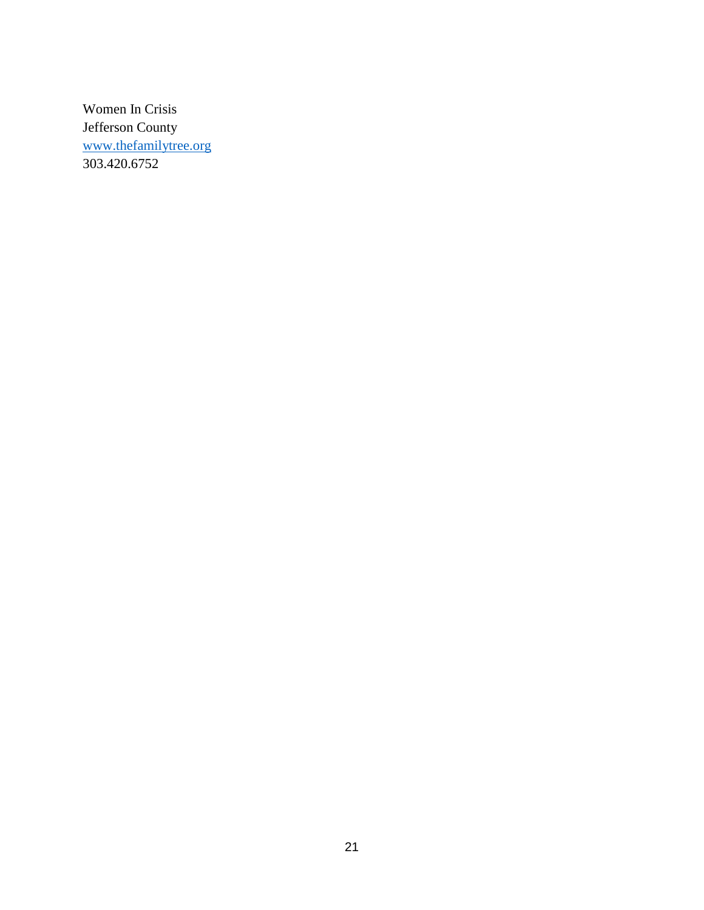Women In Crisis  
Jefferson County  
[www.thefamilytree.org](http://www.thefamilytree.org)  
303.420.6752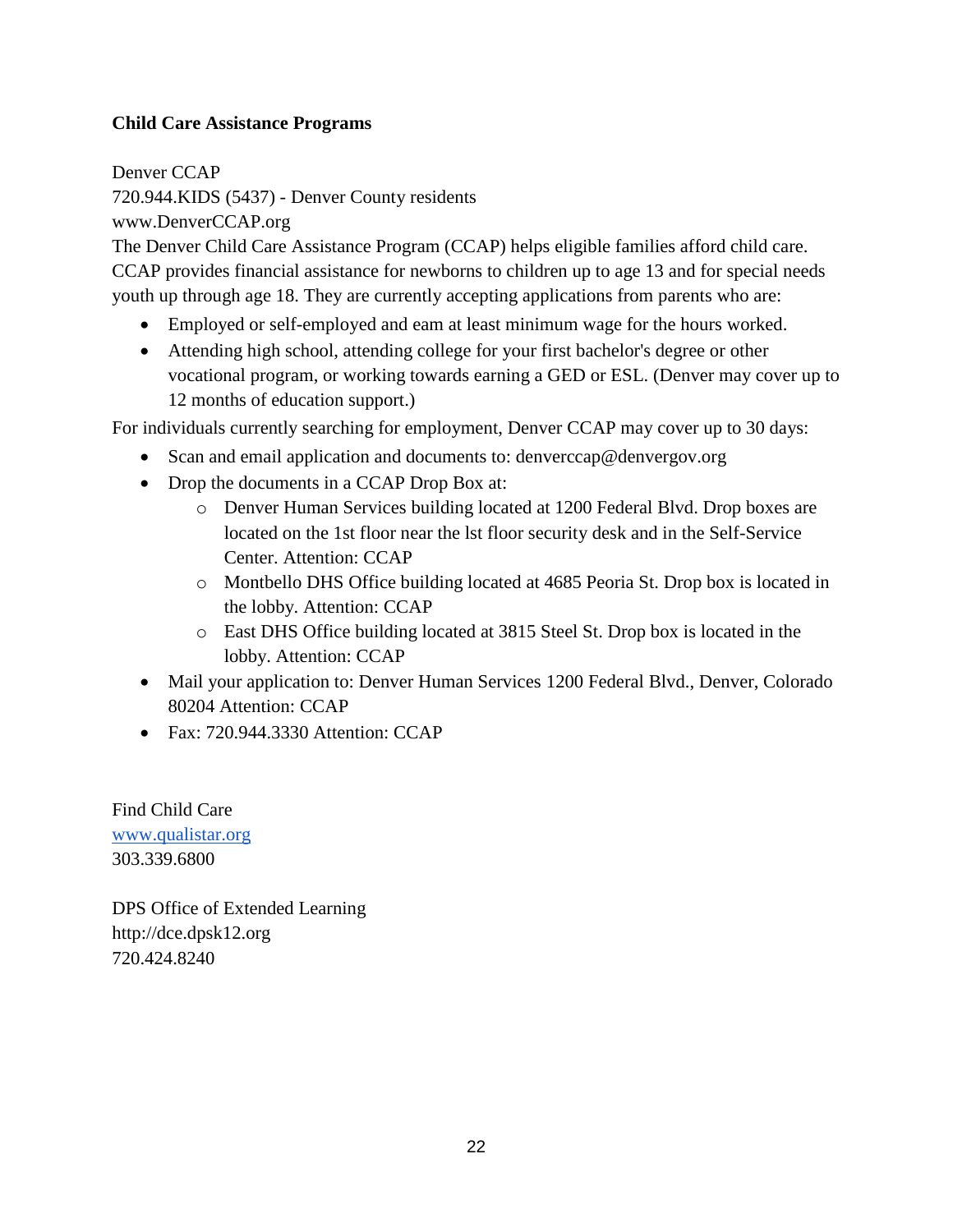**Child Care Assistance Programs**

Denver CCAP
720.944.KIDS (5437) - Denver County residents
www.DenverCCAP.org
The Denver Child Care Assistance Program (CCAP) helps eligible families afford child care. CCAP provides financial assistance for newborns to children up to age 13 and for special needs youth up through age 18. They are currently accepting applications from parents who are:

- Employed or self-employed and eam at least minimum wage for the hours worked.
- Attending high school, attending college for your first bachelor's degree or other vocational program, or working towards earning a GED or ESL. (Denver may cover up to 12 months of education support.)

For individuals currently searching for employment, Denver CCAP may cover up to 30 days:

- Scan and email application and documents to: denverccap@denvergov.org
- Drop the documents in a CCAP Drop Box at:
    - Denver Human Services building located at 1200 Federal Blvd. Drop boxes are located on the 1st floor near the lst floor security desk and in the Self-Service Center. Attention: CCAP
    - Montbello DHS Office building located at 4685 Peoria St. Drop box is located in the lobby. Attention: CCAP
    - East DHS Office building located at 3815 Steel St. Drop box is located in the lobby. Attention: CCAP
- Mail your application to: Denver Human Services 1200 Federal Blvd., Denver, Colorado 80204 Attention: CCAP
- Fax: 720.944.3330 Attention: CCAP

Find Child Care
www.qualistar.org
303.339.6800

DPS Office of Extended Learning
http://dce.dpsk12.org
720.424.8240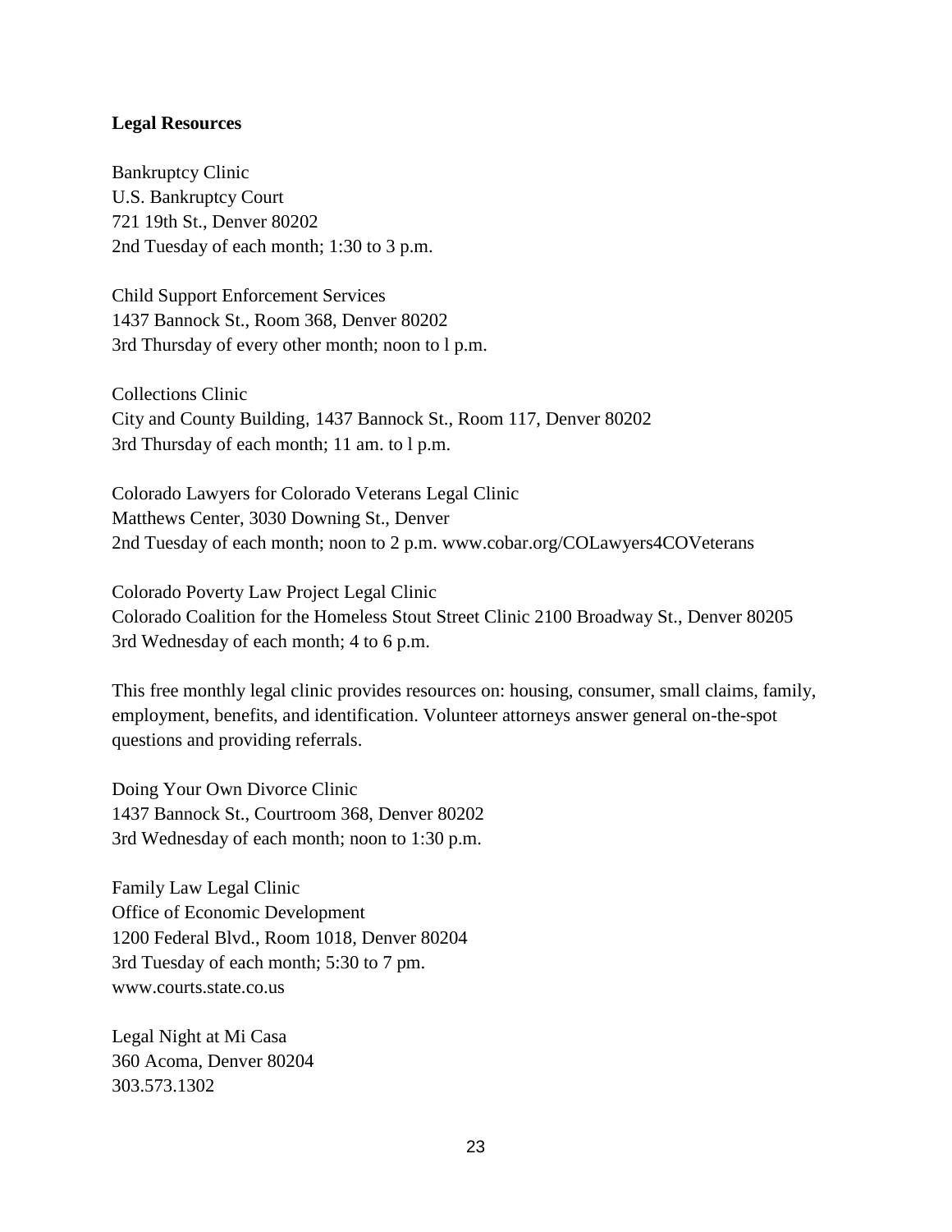**Legal Resources**

Bankruptcy Clinic  
U.S. Bankruptcy Court  
721 19th St., Denver 80202  
2nd Tuesday of each month; 1:30 to 3 p.m.

Child Support Enforcement Services  
1437 Bannock St., Room 368, Denver 80202  
3rd Thursday of every other month; noon to l p.m.

Collections Clinic  
City and County Building, 1437 Bannock St., Room 117, Denver 80202  
3rd Thursday of each month; 11 am. to l p.m.

Colorado Lawyers for Colorado Veterans Legal Clinic  
Matthews Center, 3030 Downing St., Denver  
2nd Tuesday of each month; noon to 2 p.m. www.cobar.org/COLawyers4COVeterans

Colorado Poverty Law Project Legal Clinic  
Colorado Coalition for the Homeless Stout Street Clinic 2100 Broadway St., Denver 80205  
3rd Wednesday of each month; 4 to 6 p.m.

This free monthly legal clinic provides resources on: housing, consumer, small claims, family, employment, benefits, and identification. Volunteer attorneys answer general on-the-spot questions and providing referrals.

Doing Your Own Divorce Clinic  
1437 Bannock St., Courtroom 368, Denver 80202  
3rd Wednesday of each month; noon to 1:30 p.m.

Family Law Legal Clinic  
Office of Economic Development  
1200 Federal Blvd., Room 1018, Denver 80204  
3rd Tuesday of each month; 5:30 to 7 pm.  
www.courts.state.co.us

Legal Night at Mi Casa  
360 Acoma, Denver 80204  
303.573.1302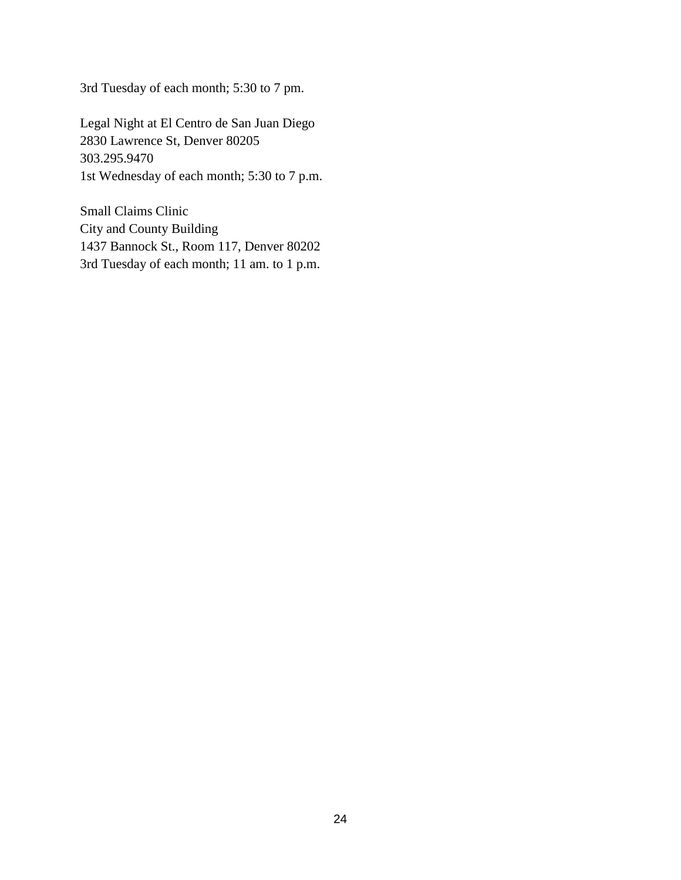3rd Tuesday of each month; 5:30 to 7 pm.

Legal Night at El Centro de San Juan Diego
2830 Lawrence St, Denver 80205
303.295.9470
1st Wednesday of each month; 5:30 to 7 p.m.

Small Claims Clinic
City and County Building
1437 Bannock St., Room 117, Denver 80202
3rd Tuesday of each month; 11 am. to 1 p.m.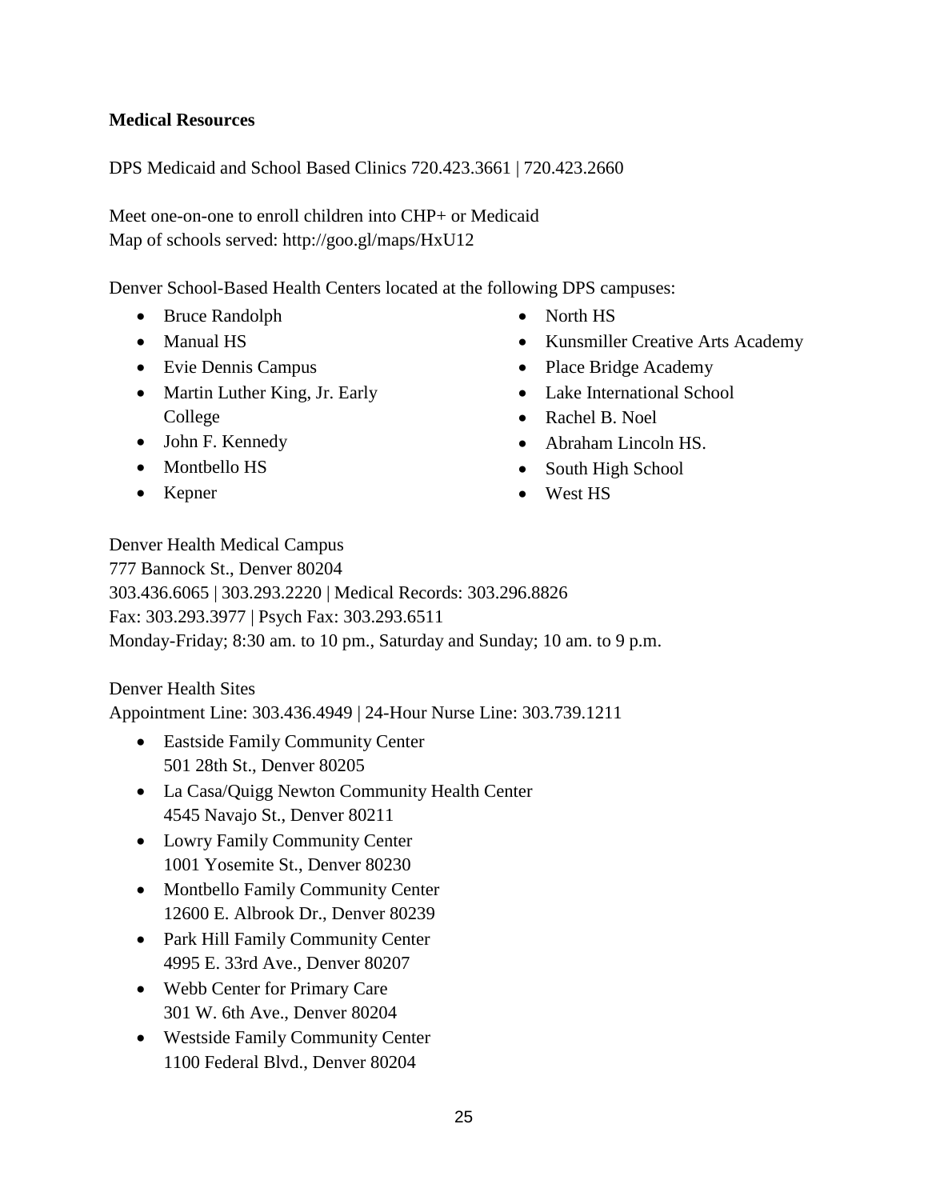**Medical Resources**

DPS Medicaid and School Based Clinics 720.423.3661 | 720.423.2660

Meet one-on-one to enroll children into CHP+ or Medicaid
Map of schools served: http://goo.gl/maps/HxU12

Denver School-Based Health Centers located at the following DPS campuses:

- Bruce Randolph
- Manual HS
- Evie Dennis Campus
- Martin Luther King, Jr. Early College
- John F. Kennedy
- Montbello HS
- Kepner
- North HS
- Kunsmiller Creative Arts Academy
- Place Bridge Academy
- Lake International School
- Rachel B. Noel
- Abraham Lincoln HS.
- South High School
- West HS

Denver Health Medical Campus
777 Bannock St., Denver 80204
303.436.6065 | 303.293.2220 | Medical Records: 303.296.8826
Fax: 303.293.3977 | Psych Fax: 303.293.6511
Monday-Friday; 8:30 am. to 10 pm., Saturday and Sunday; 10 am. to 9 p.m.

Denver Health Sites
Appointment Line: 303.436.4949 | 24-Hour Nurse Line: 303.739.1211

- Eastside Family Community Center
  501 28th St., Denver 80205
- La Casa/Quigg Newton Community Health Center
  4545 Navajo St., Denver 80211
- Lowry Family Community Center
  1001 Yosemite St., Denver 80230
- Montbello Family Community Center
  12600 E. Albrook Dr., Denver 80239
- Park Hill Family Community Center
  4995 E. 33rd Ave., Denver 80207
- Webb Center for Primary Care
  301 W. 6th Ave., Denver 80204
- Westside Family Community Center
  1100 Federal Blvd., Denver 80204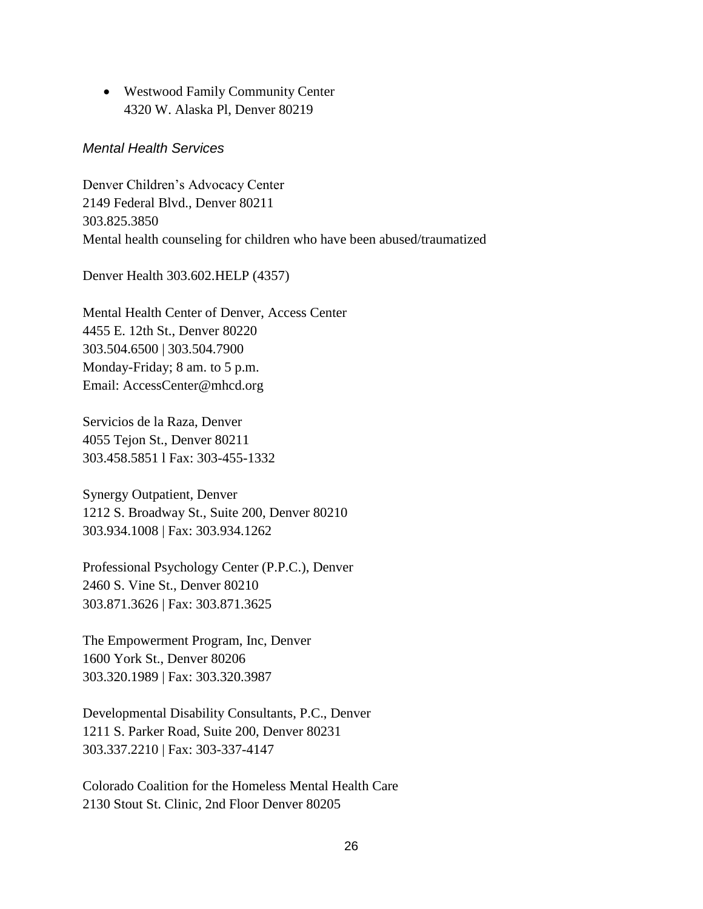- Westwood Family Community Center
  4320 W. Alaska Pl, Denver 80219

*Mental Health Services*

Denver Children's Advocacy Center
2149 Federal Blvd., Denver 80211
303.825.3850
Mental health counseling for children who have been abused/traumatized

Denver Health 303.602.HELP (4357)

Mental Health Center of Denver, Access Center
4455 E. 12th St., Denver 80220
303.504.6500 | 303.504.7900
Monday-Friday; 8 am. to 5 p.m.
Email: AccessCenter@mhcd.org

Servicios de la Raza, Denver
4055 Tejon St., Denver 80211
303.458.5851 l Fax: 303-455-1332

Synergy Outpatient, Denver
1212 S. Broadway St., Suite 200, Denver 80210
303.934.1008 | Fax: 303.934.1262

Professional Psychology Center (P.P.C.), Denver
2460 S. Vine St., Denver 80210
303.871.3626 | Fax: 303.871.3625

The Empowerment Program, Inc, Denver
1600 York St., Denver 80206
303.320.1989 | Fax: 303.320.3987

Developmental Disability Consultants, P.C., Denver
1211 S. Parker Road, Suite 200, Denver 80231
303.337.2210 | Fax: 303-337-4147

Colorado Coalition for the Homeless Mental Health Care
2130 Stout St. Clinic, 2nd Floor Denver 80205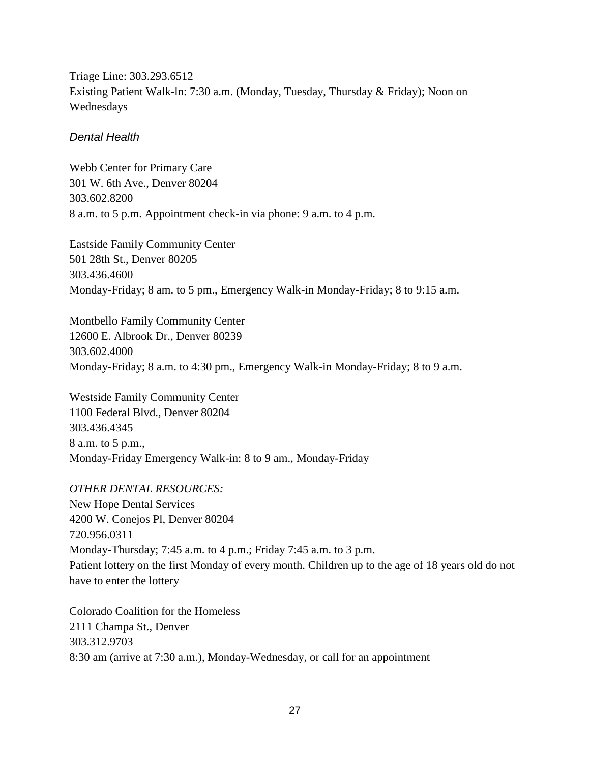Triage Line: 303.293.6512
Existing Patient Walk-ln: 7:30 a.m. (Monday, Tuesday, Thursday & Friday); Noon on Wednesdays

### *Dental Health*

Webb Center for Primary Care
301 W. 6th Ave., Denver 80204
303.602.8200
8 a.m. to 5 p.m. Appointment check-in via phone: 9 a.m. to 4 p.m.

Eastside Family Community Center
501 28th St., Denver 80205
303.436.4600
Monday-Friday; 8 am. to 5 pm., Emergency Walk-in Monday-Friday; 8 to 9:15 a.m.

Montbello Family Community Center
12600 E. Albrook Dr., Denver 80239
303.602.4000
Monday-Friday; 8 a.m. to 4:30 pm., Emergency Walk-in Monday-Friday; 8 to 9 a.m.

Westside Family Community Center
1100 Federal Blvd., Denver 80204
303.436.4345
8 a.m. to 5 p.m.,
Monday-Friday Emergency Walk-in: 8 to 9 am., Monday-Friday

*OTHER DENTAL RESOURCES:*
New Hope Dental Services
4200 W. Conejos Pl, Denver 80204
720.956.0311
Monday-Thursday; 7:45 a.m. to 4 p.m.; Friday 7:45 a.m. to 3 p.m.
Patient lottery on the first Monday of every month. Children up to the age of 18 years old do not have to enter the lottery

Colorado Coalition for the Homeless
2111 Champa St., Denver
303.312.9703
8:30 am (arrive at 7:30 a.m.), Monday-Wednesday, or call for an appointment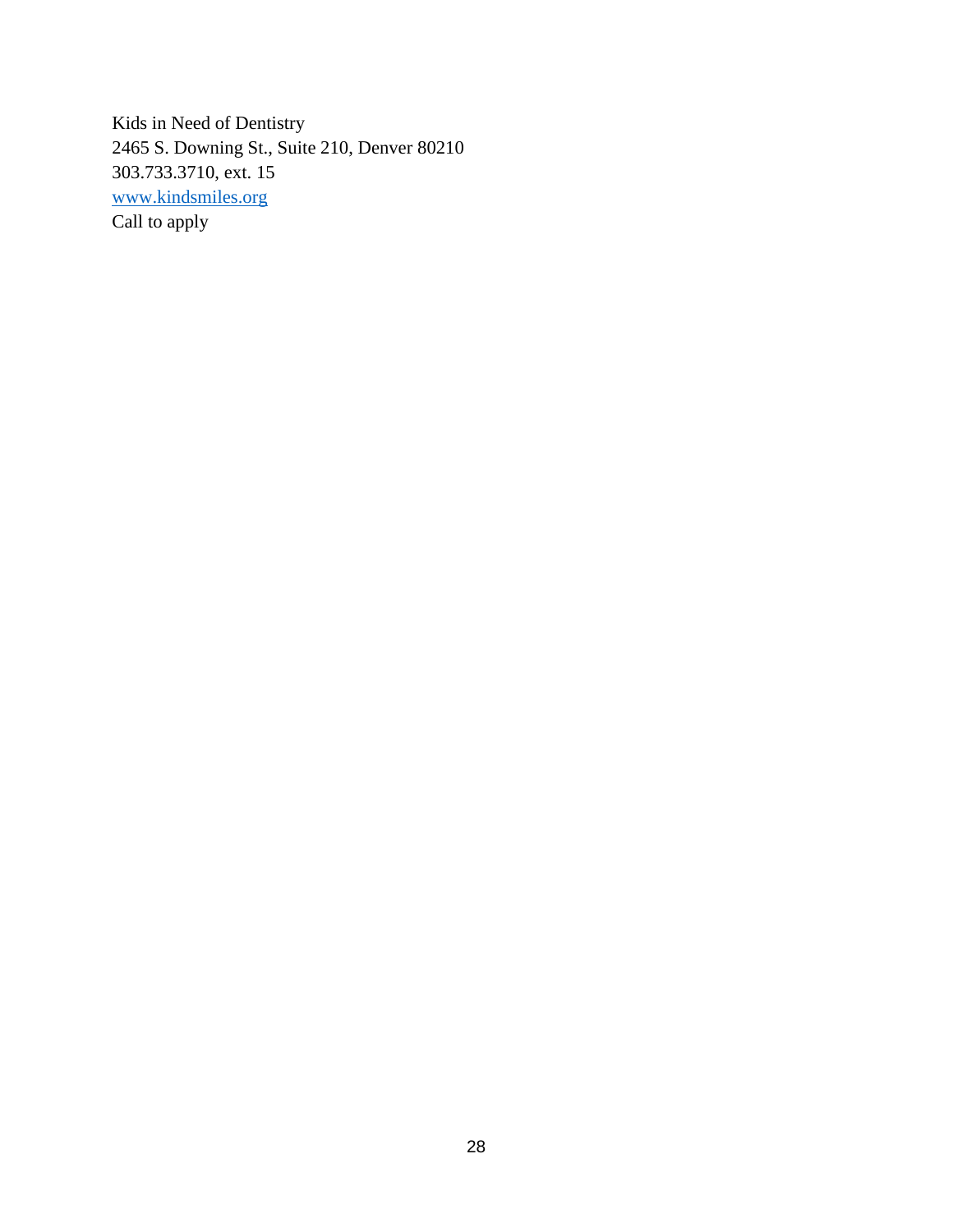Kids in Need of Dentistry
2465 S. Downing St., Suite 210, Denver 80210
303.733.3710, ext. 15
[www.kindsmiles.org](http://www.kindsmiles.org)
Call to apply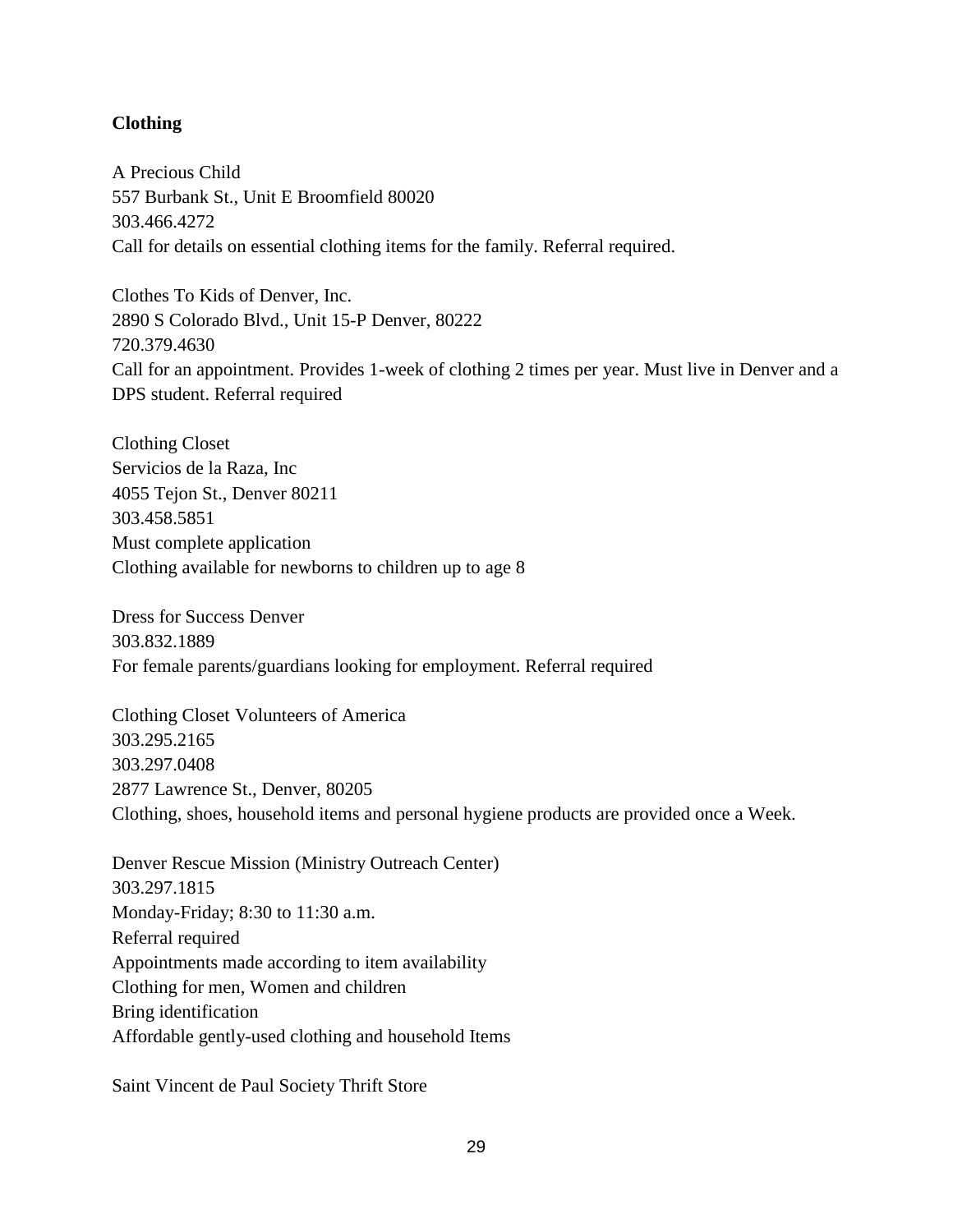**Clothing**

A Precious Child
557 Burbank St., Unit E Broomfield 80020
303.466.4272
Call for details on essential clothing items for the family. Referral required.

Clothes To Kids of Denver, Inc.
2890 S Colorado Blvd., Unit 15-P Denver, 80222
720.379.4630
Call for an appointment. Provides 1-week of clothing 2 times per year. Must live in Denver and a DPS student. Referral required

Clothing Closet
Servicios de la Raza, Inc
4055 Tejon St., Denver 80211
303.458.5851
Must complete application
Clothing available for newborns to children up to age 8

Dress for Success Denver
303.832.1889
For female parents/guardians looking for employment. Referral required

Clothing Closet Volunteers of America
303.295.2165
303.297.0408
2877 Lawrence St., Denver, 80205
Clothing, shoes, household items and personal hygiene products are provided once a Week.

Denver Rescue Mission (Ministry Outreach Center)
303.297.1815
Monday-Friday; 8:30 to 11:30 a.m.
Referral required
Appointments made according to item availability
Clothing for men, Women and children
Bring identification
Affordable gently-used clothing and household Items

Saint Vincent de Paul Society Thrift Store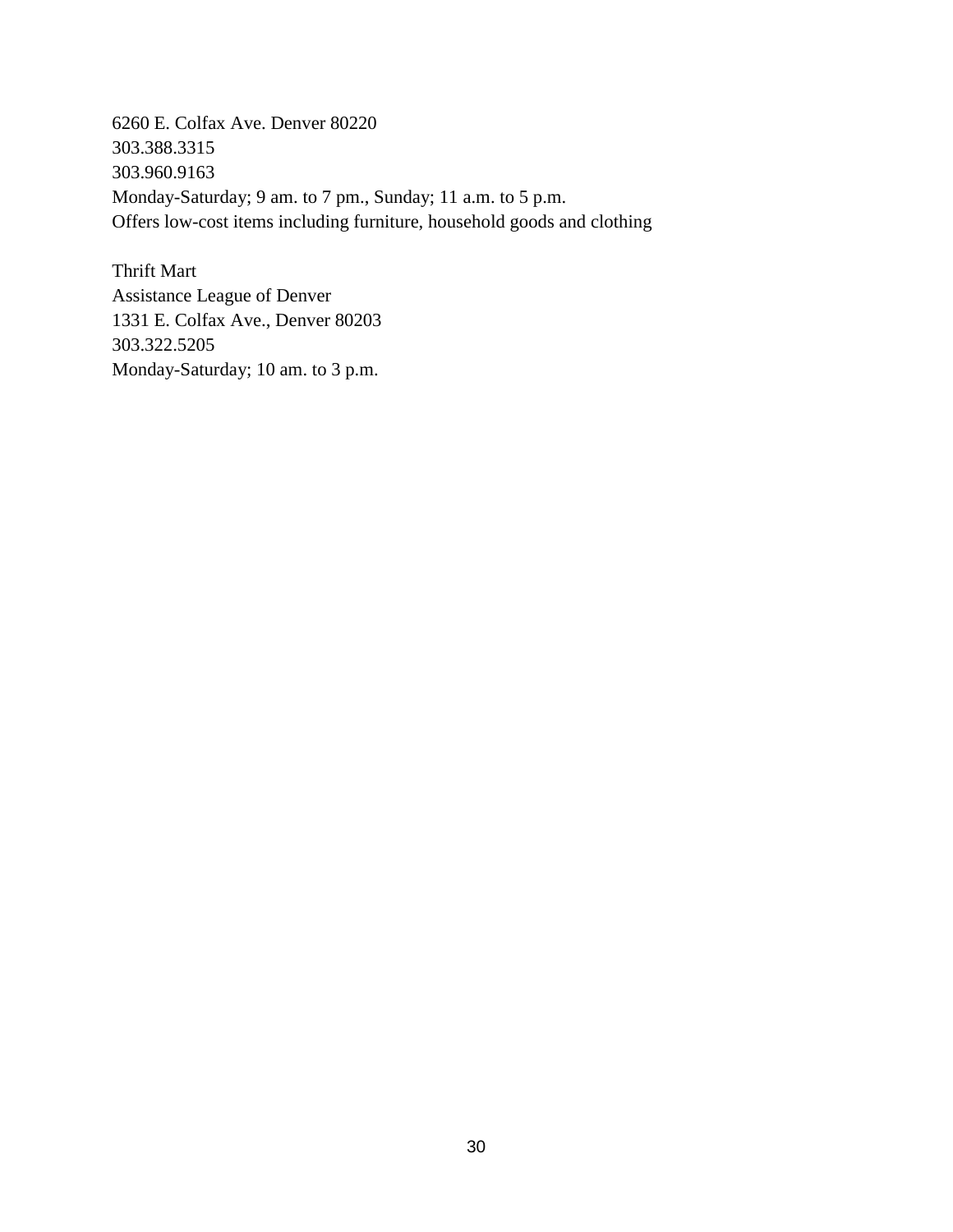6260 E. Colfax Ave. Denver 80220
303.388.3315
303.960.9163
Monday-Saturday; 9 am. to 7 pm., Sunday; 11 a.m. to 5 p.m.
Offers low-cost items including furniture, household goods and clothing

Thrift Mart
Assistance League of Denver
1331 E. Colfax Ave., Denver 80203
303.322.5205
Monday-Saturday; 10 am. to 3 p.m.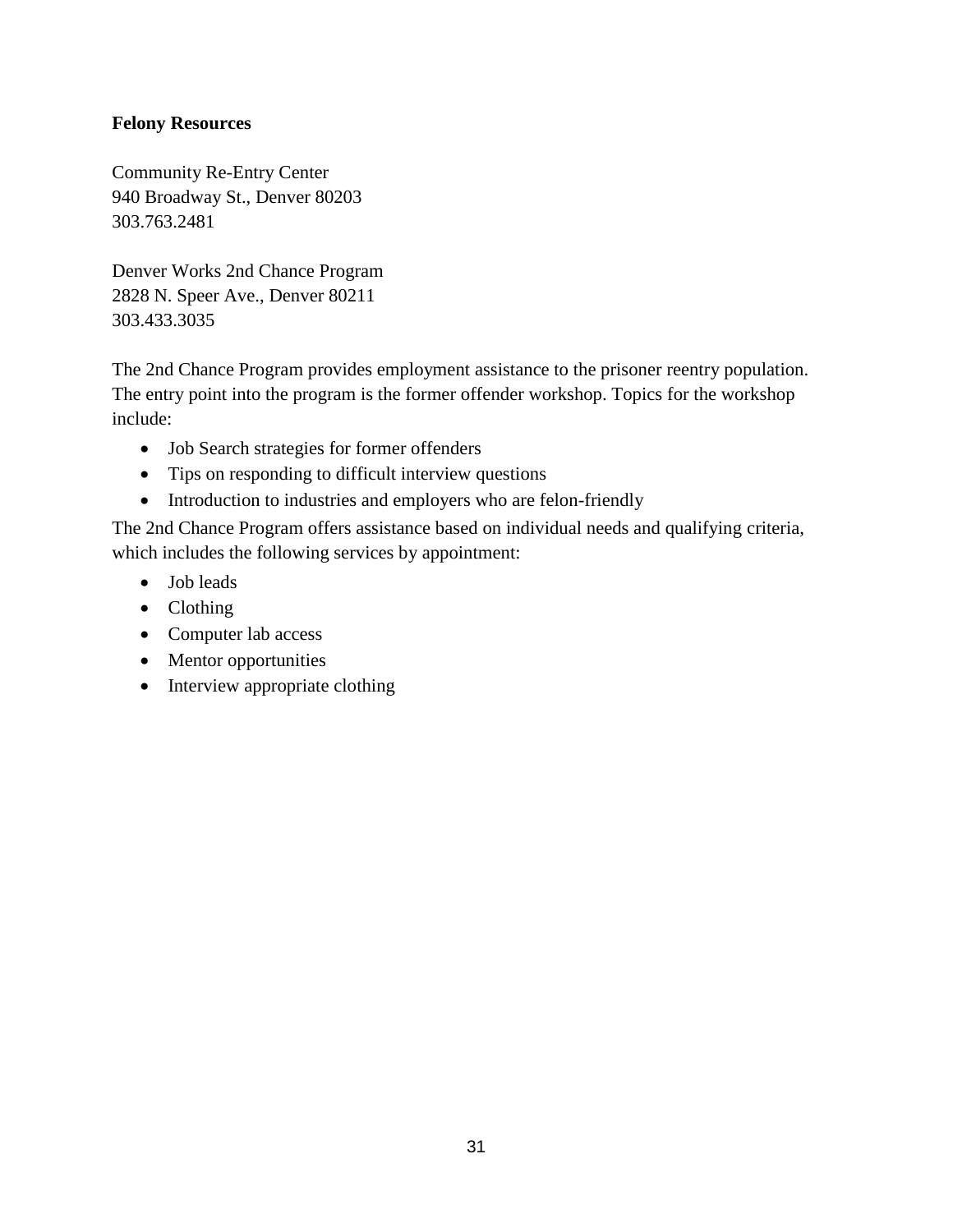**Felony Resources**

Community Re-Entry Center
940 Broadway St., Denver 80203
303.763.2481

Denver Works 2nd Chance Program
2828 N. Speer Ave., Denver 80211
303.433.3035

The 2nd Chance Program provides employment assistance to the prisoner reentry population. The entry point into the program is the former offender workshop. Topics for the workshop include:

- Job Search strategies for former offenders
- Tips on responding to difficult interview questions
- Introduction to industries and employers who are felon-friendly

The 2nd Chance Program offers assistance based on individual needs and qualifying criteria, which includes the following services by appointment:

- Job leads
- Clothing
- Computer lab access
- Mentor opportunities
- Interview appropriate clothing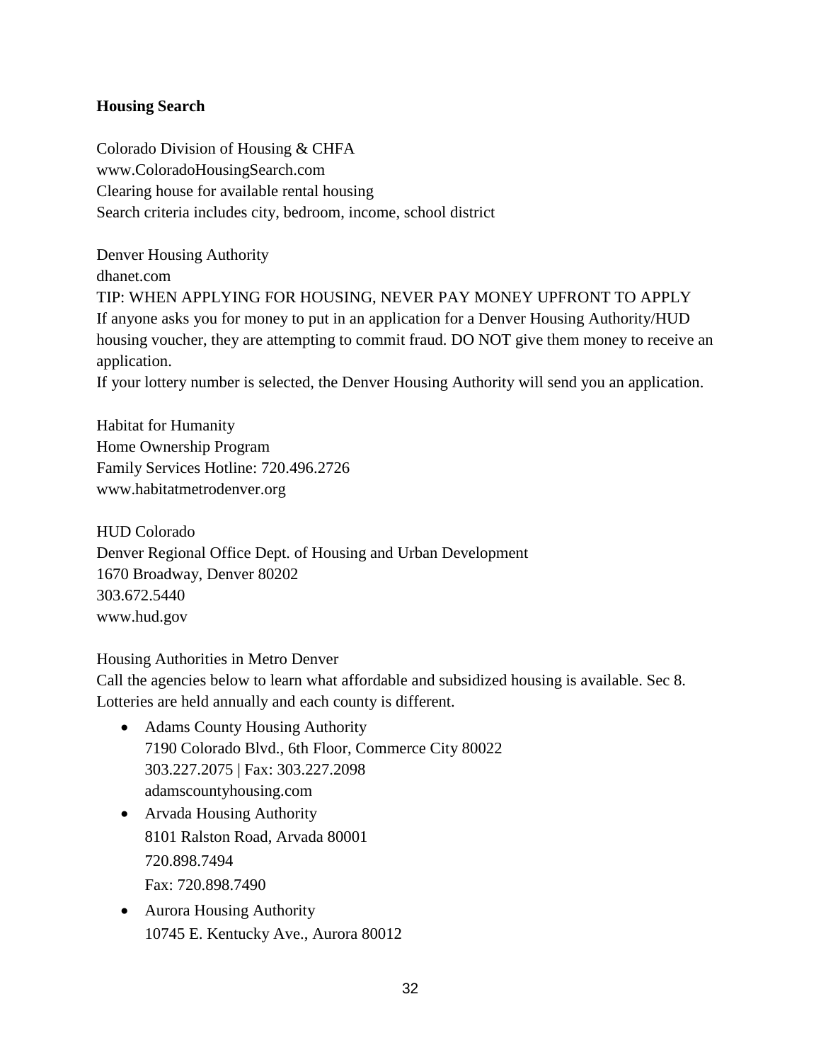**Housing Search**

Colorado Division of Housing & CHFA
www.ColoradoHousingSearch.com
Clearing house for available rental housing
Search criteria includes city, bedroom, income, school district

Denver Housing Authority
dhanet.com
TIP: WHEN APPLYING FOR HOUSING, NEVER PAY MONEY UPFRONT TO APPLY
If anyone asks you for money to put in an application for a Denver Housing Authority/HUD housing voucher, they are attempting to commit fraud. DO NOT give them money to receive an application.
If your lottery number is selected, the Denver Housing Authority will send you an application.

Habitat for Humanity
Home Ownership Program
Family Services Hotline: 720.496.2726
www.habitatmetrodenver.org

HUD Colorado
Denver Regional Office Dept. of Housing and Urban Development
1670 Broadway, Denver 80202
303.672.5440
www.hud.gov

Housing Authorities in Metro Denver
Call the agencies below to learn what affordable and subsidized housing is available. Sec 8. Lotteries are held annually and each county is different.

- Adams County Housing Authority
  7190 Colorado Blvd., 6th Floor, Commerce City 80022
  303.227.2075 | Fax: 303.227.2098
  adamscountyhousing.com
- Arvada Housing Authority
  8101 Ralston Road, Arvada 80001
  720.898.7494
  Fax: 720.898.7490
- Aurora Housing Authority
  10745 E. Kentucky Ave., Aurora 80012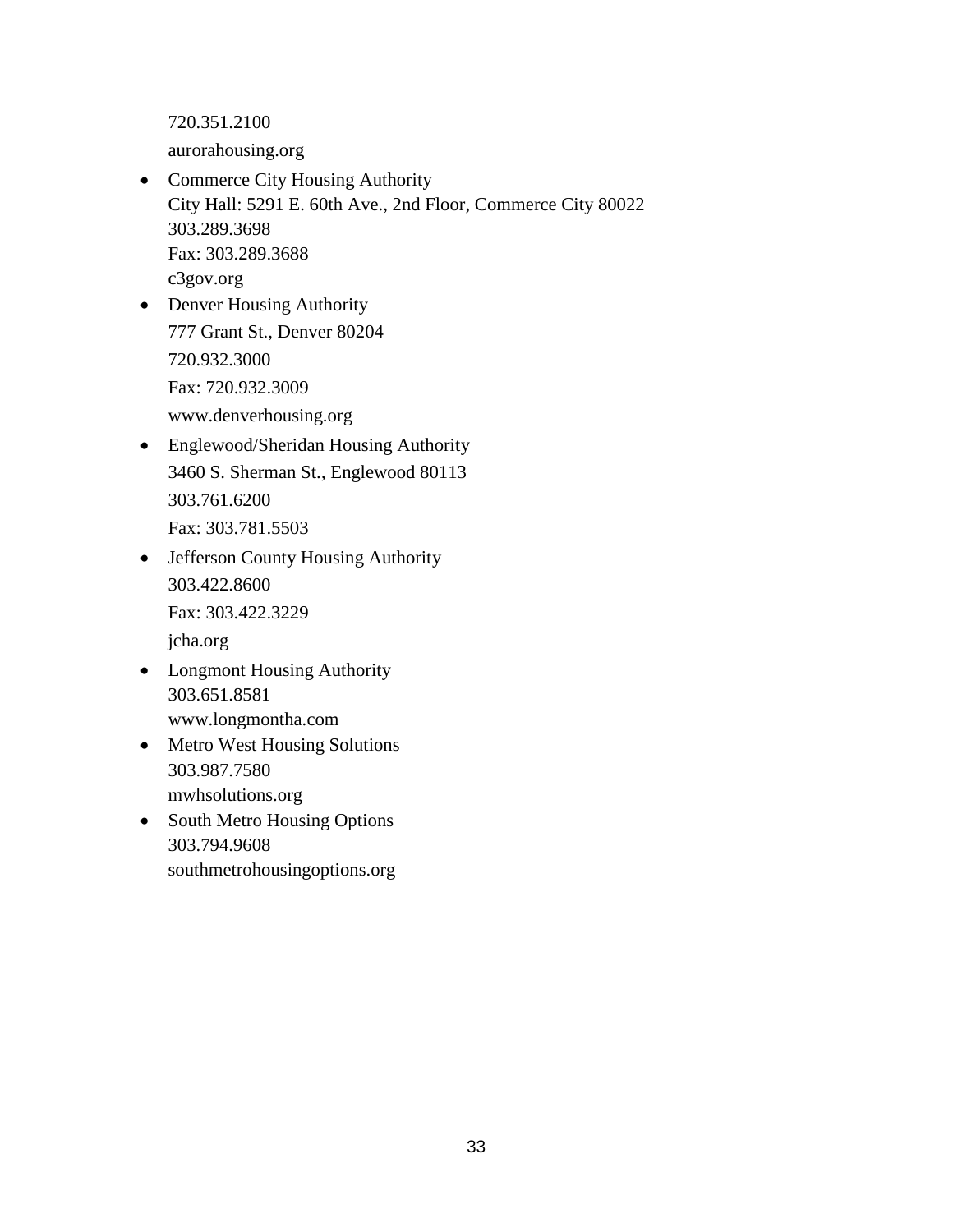720.351.2100

aurorahousing.org

- Commerce City Housing Authority
  City Hall: 5291 E. 60th Ave., 2nd Floor, Commerce City 80022
  303.289.3698
  Fax: 303.289.3688
  c3gov.org
- Denver Housing Authority
  777 Grant St., Denver 80204
  720.932.3000
  Fax: 720.932.3009
  www.denverhousing.org
- Englewood/Sheridan Housing Authority
  3460 S. Sherman St., Englewood 80113
  303.761.6200
  Fax: 303.781.5503
- Jefferson County Housing Authority
  303.422.8600
  Fax: 303.422.3229
  jcha.org
- Longmont Housing Authority
  303.651.8581
  www.longmontha.com
- Metro West Housing Solutions
  303.987.7580
  mwhsolutions.org
- South Metro Housing Options
  303.794.9608
  southmetrohousingoptions.org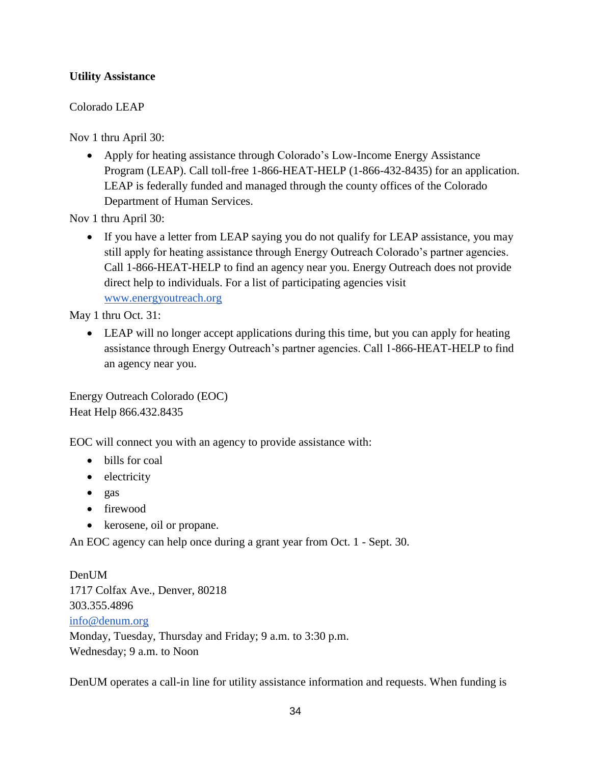**Utility Assistance**

Colorado LEAP

Nov 1 thru April 30:

- Apply for heating assistance through Colorado's Low-Income Energy Assistance Program (LEAP). Call toll-free 1-866-HEAT-HELP (1-866-432-8435) for an application. LEAP is federally funded and managed through the county offices of the Colorado Department of Human Services.

Nov 1 thru April 30:

- If you have a letter from LEAP saying you do not qualify for LEAP assistance, you may still apply for heating assistance through Energy Outreach Colorado's partner agencies. Call 1-866-HEAT-HELP to find an agency near you. Energy Outreach does not provide direct help to individuals. For a list of participating agencies visit [www.energyoutreach.org](http://www.energyoutreach.org)

May 1 thru Oct. 31:

- LEAP will no longer accept applications during this time, but you can apply for heating assistance through Energy Outreach's partner agencies. Call 1-866-HEAT-HELP to find an agency near you.

Energy Outreach Colorado (EOC)
Heat Help 866.432.8435

EOC will connect you with an agency to provide assistance with:

- bills for coal
- electricity
- gas
- firewood
- kerosene, oil or propane.

An EOC agency can help once during a grant year from Oct. 1 - Sept. 30.

DenUM
1717 Colfax Ave., Denver, 80218
303.355.4896
[info@denum.org](mailto:info@denum.org)
Monday, Tuesday, Thursday and Friday; 9 a.m. to 3:30 p.m.
Wednesday; 9 a.m. to Noon

DenUM operates a call-in line for utility assistance information and requests. When funding is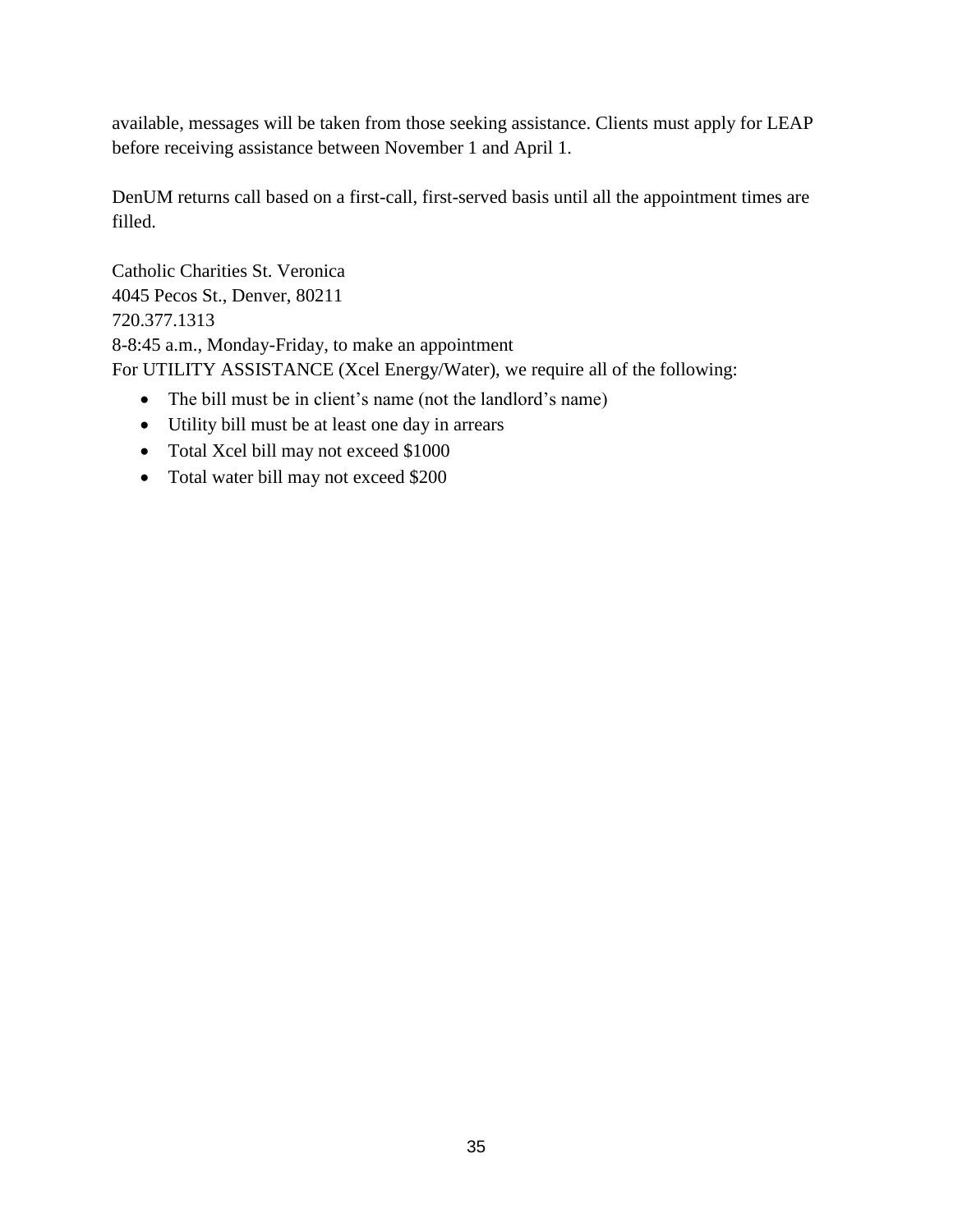available, messages will be taken from those seeking assistance. Clients must apply for LEAP before receiving assistance between November 1 and April 1.

DenUM returns call based on a first-call, first-served basis until all the appointment times are filled.

Catholic Charities St. Veronica
4045 Pecos St., Denver, 80211
720.377.1313
8-8:45 a.m., Monday-Friday, to make an appointment
For UTILITY ASSISTANCE (Xcel Energy/Water), we require all of the following:

- The bill must be in client's name (not the landlord's name)
- Utility bill must be at least one day in arrears
- Total Xcel bill may not exceed $1000
- Total water bill may not exceed $200